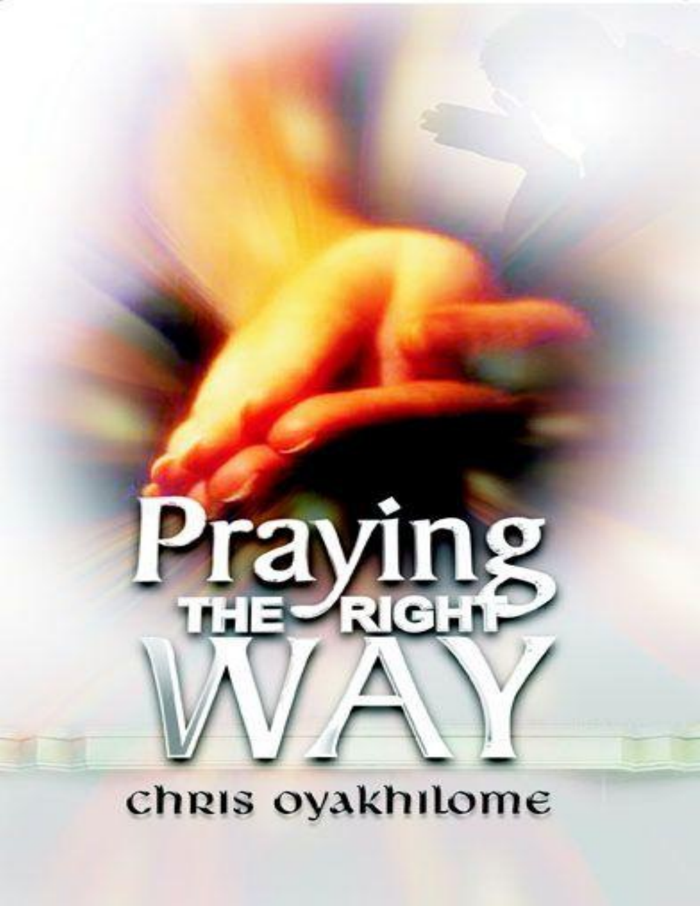# Praying THE RIGHT WAY

Chris Oyakhilome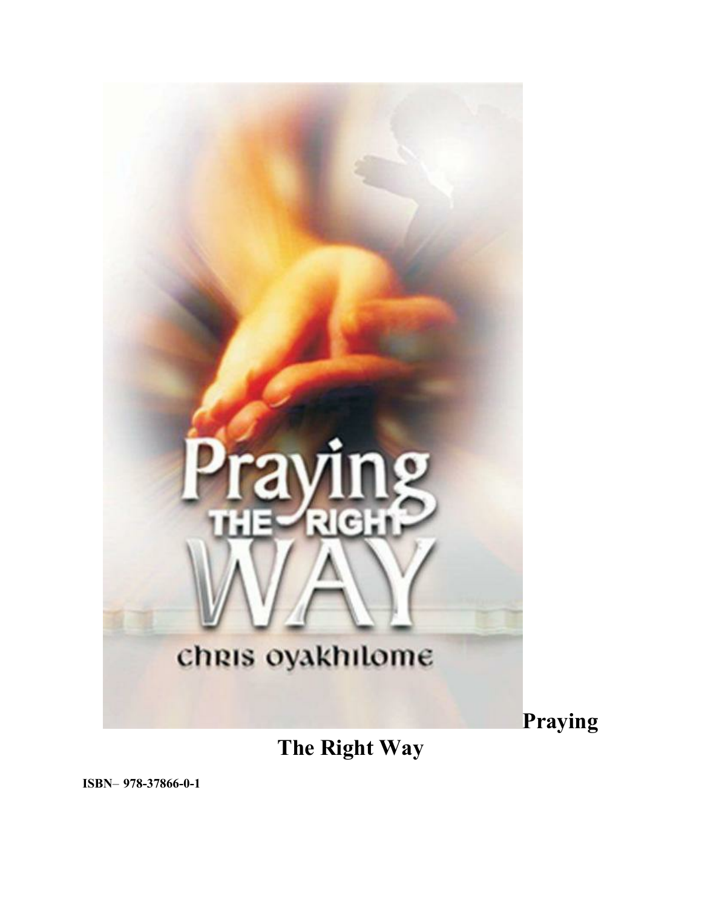**Praying The Right Way**

**ISBN– 978-37866-0-1**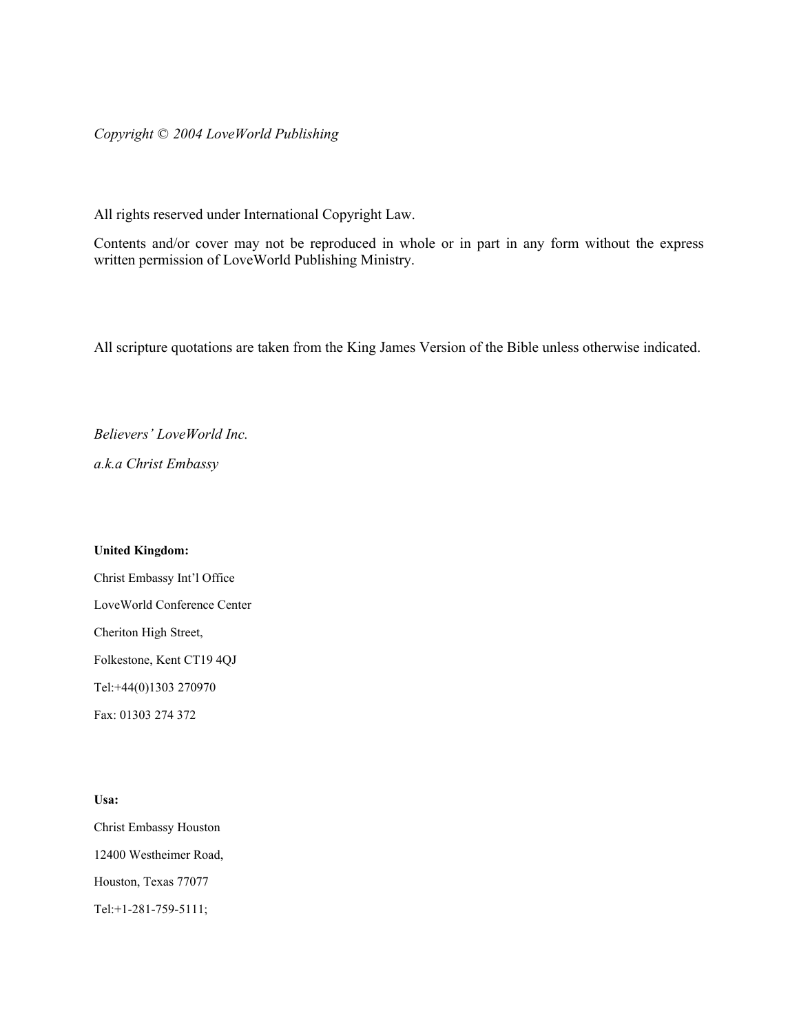*Copyright © 2004 LoveWorld Publishing*

All rights reserved under International Copyright Law.

Contents and/or cover may not be reproduced in whole or in part in any form without the express written permission of LoveWorld Publishing Ministry.

All scripture quotations are taken from the King James Version of the Bible unless otherwise indicated.

*Believers' LoveWorld Inc.*

*a.k.a Christ Embassy*

**United Kingdom:**

Christ Embassy Int'l Office

LoveWorld Conference Center

Cheriton High Street,

Folkestone, Kent CT19 4QJ

Tel:+44(0)1303 270970

Fax: 01303 274 372

**Usa:**

Christ Embassy Houston

12400 Westheimer Road,

Houston, Texas 77077

Tel:+1-281-759-5111;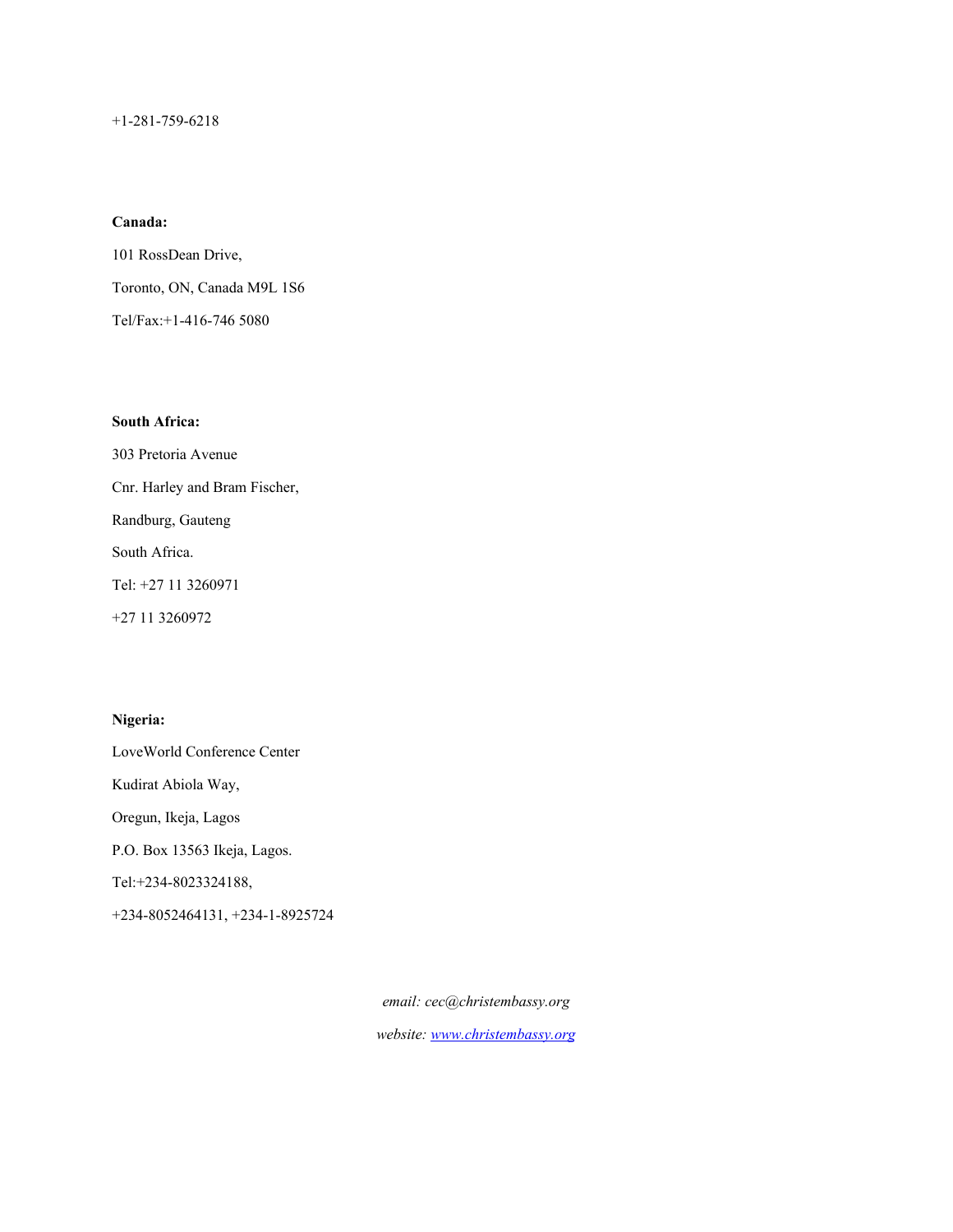+1-281-759-6218

**Canada:**

101 RossDean Drive,

Toronto, ON, Canada M9L 1S6

Tel/Fax:+1-416-746 5080

**South Africa:**

303 Pretoria Avenue

Cnr. Harley and Bram Fischer,

Randburg, Gauteng

South Africa.

Tel: +27 11 3260971

+27 11 3260972

**Nigeria:**

LoveWorld Conference Center

Kudirat Abiola Way,

Oregun, Ikeja, Lagos

P.O. Box 13563 Ikeja, Lagos.

Tel:+234-8023324188,

+234-8052464131, +234-1-8925724

*email: cec@christembassy.org*

*website: [www.christembassy.org](http://www.christembassy.org)*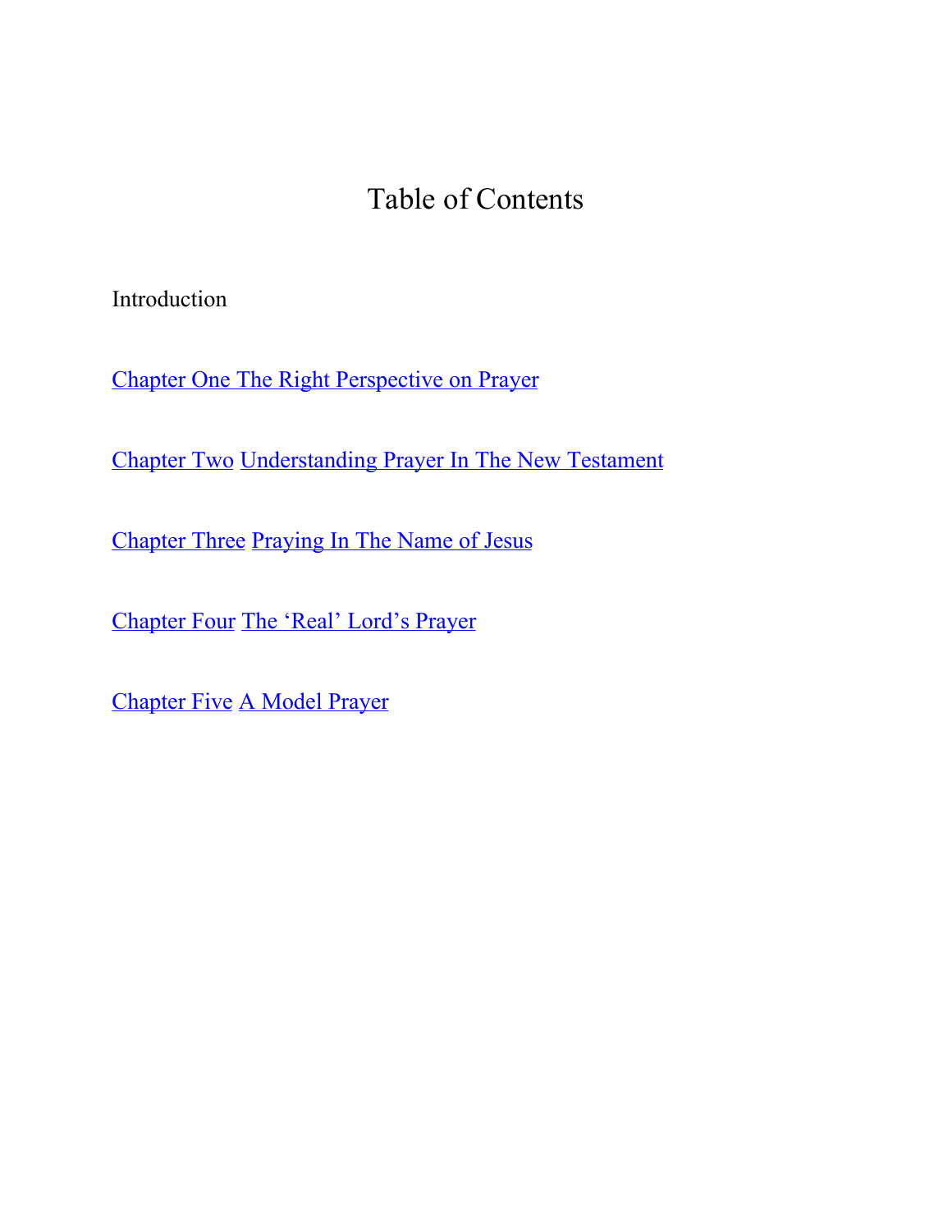# Table of Contents

Introduction

Chapter One The Right Perspective on Prayer

Chapter Two Understanding Prayer In The New Testament

Chapter Three Praying In The Name of Jesus

Chapter Four The 'Real' Lord's Prayer

Chapter Five A Model Prayer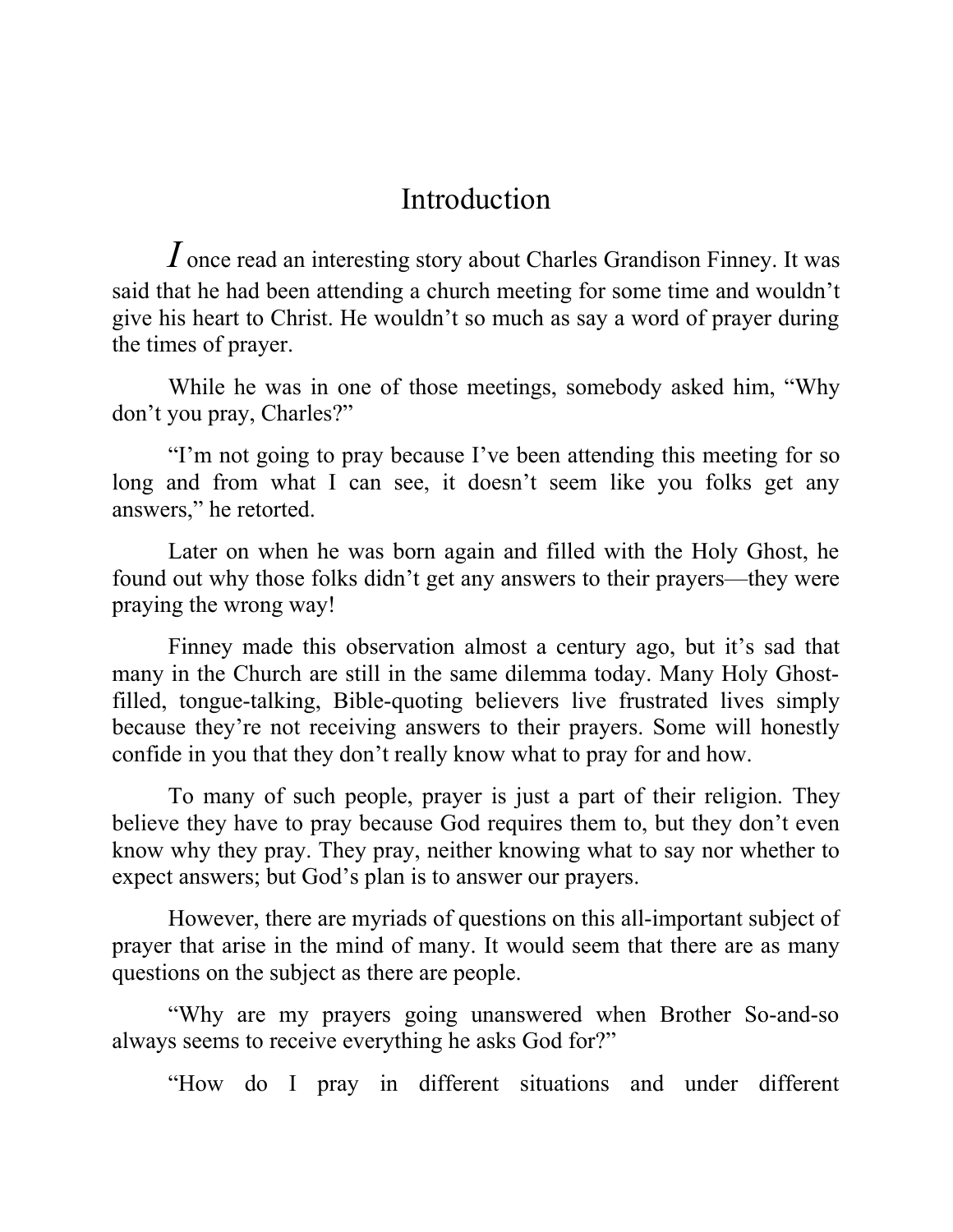# Introduction

I once read an interesting story about Charles Grandison Finney. It was said that he had been attending a church meeting for some time and wouldn't give his heart to Christ. He wouldn't so much as say a word of prayer during the times of prayer.

While he was in one of those meetings, somebody asked him, "Why don't you pray, Charles?"

"I'm not going to pray because I've been attending this meeting for so long and from what I can see, it doesn't seem like you folks get any answers," he retorted.

Later on when he was born again and filled with the Holy Ghost, he found out why those folks didn't get any answers to their prayers—they were praying the wrong way!

Finney made this observation almost a century ago, but it's sad that many in the Church are still in the same dilemma today. Many Holy Ghost-filled, tongue-talking, Bible-quoting believers live frustrated lives simply because they're not receiving answers to their prayers. Some will honestly confide in you that they don't really know what to pray for and how.

To many of such people, prayer is just a part of their religion. They believe they have to pray because God requires them to, but they don't even know why they pray. They pray, neither knowing what to say nor whether to expect answers; but God's plan is to answer our prayers.

However, there are myriads of questions on this all-important subject of prayer that arise in the mind of many. It would seem that there are as many questions on the subject as there are people.

"Why are my prayers going unanswered when Brother So-and-so always seems to receive everything he asks God for?"

"How do I pray in different situations and under different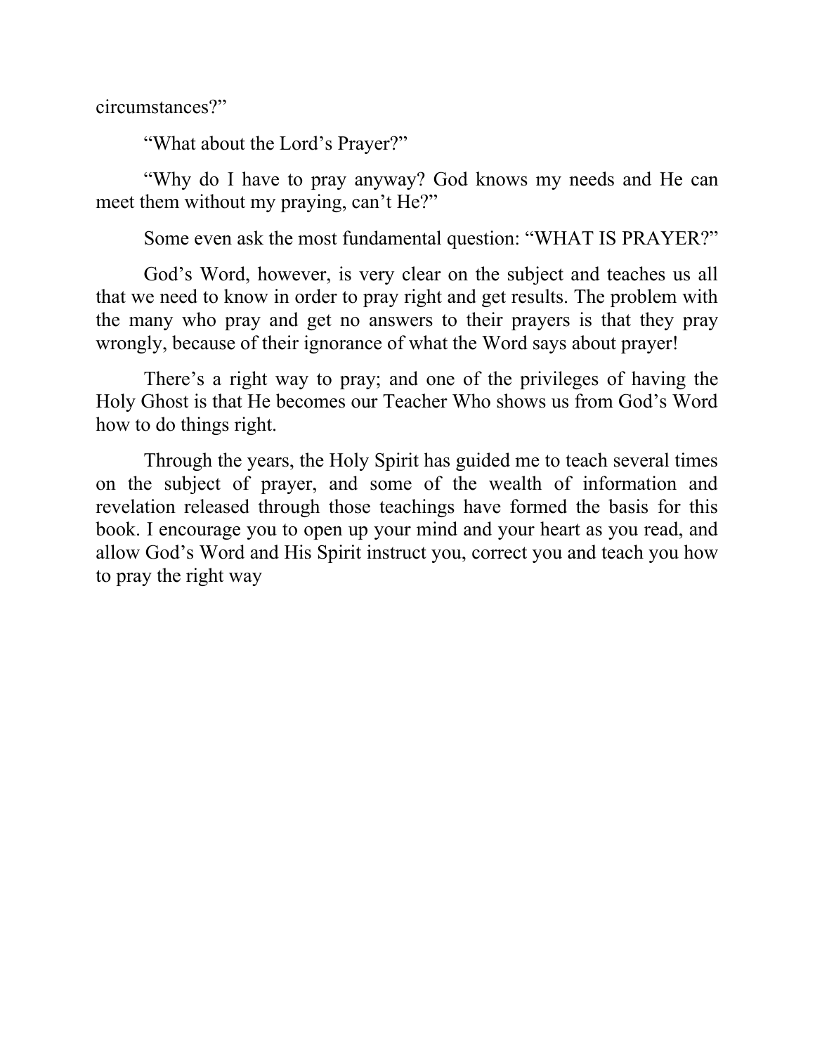circumstances?"

"What about the Lord's Prayer?"

"Why do I have to pray anyway? God knows my needs and He can meet them without my praying, can't He?"

Some even ask the most fundamental question: "WHAT IS PRAYER?"

God's Word, however, is very clear on the subject and teaches us all that we need to know in order to pray right and get results. The problem with the many who pray and get no answers to their prayers is that they pray wrongly, because of their ignorance of what the Word says about prayer!

There's a right way to pray; and one of the privileges of having the Holy Ghost is that He becomes our Teacher Who shows us from God's Word how to do things right.

Through the years, the Holy Spirit has guided me to teach several times on the subject of prayer, and some of the wealth of information and revelation released through those teachings have formed the basis for this book. I encourage you to open up your mind and your heart as you read, and allow God's Word and His Spirit instruct you, correct you and teach you how to pray the right way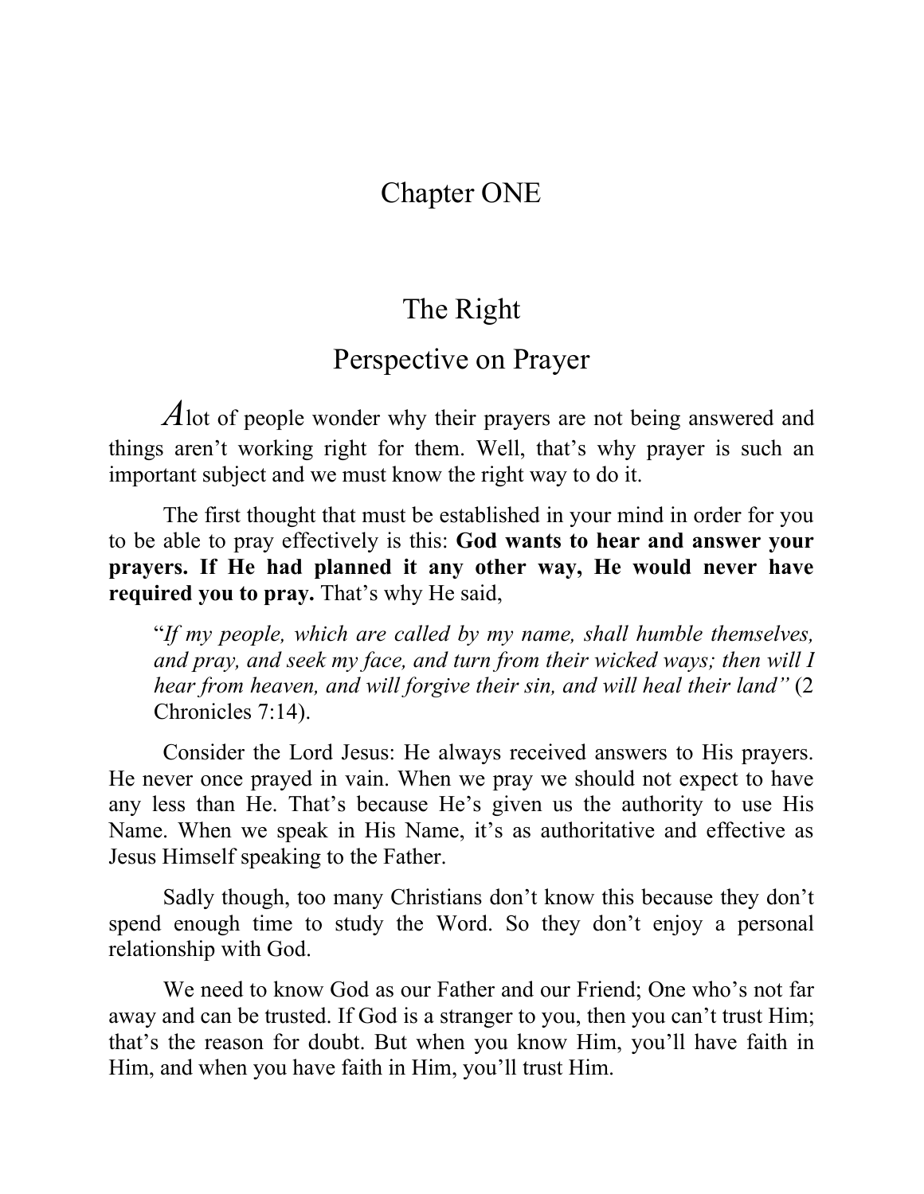# Chapter ONE

## The Right Perspective on Prayer

A lot of people wonder why their prayers are not being answered and things aren't working right for them. Well, that's why prayer is such an important subject and we must know the right way to do it.

The first thought that must be established in your mind in order for you to be able to pray effectively is this: **God wants to hear and answer your prayers. If He had planned it any other way, He would never have required you to pray.** That's why He said,

> "*If my people, which are called by my name, shall humble themselves, and pray, and seek my face, and turn from their wicked ways; then will I hear from heaven, and will forgive their sin, and will heal their land"* (2 Chronicles 7:14).

Consider the Lord Jesus: He always received answers to His prayers. He never once prayed in vain. When we pray we should not expect to have any less than He. That's because He's given us the authority to use His Name. When we speak in His Name, it's as authoritative and effective as Jesus Himself speaking to the Father.

Sadly though, too many Christians don't know this because they don't spend enough time to study the Word. So they don't enjoy a personal relationship with God.

We need to know God as our Father and our Friend; One who's not far away and can be trusted. If God is a stranger to you, then you can't trust Him; that's the reason for doubt. But when you know Him, you'll have faith in Him, and when you have faith in Him, you'll trust Him.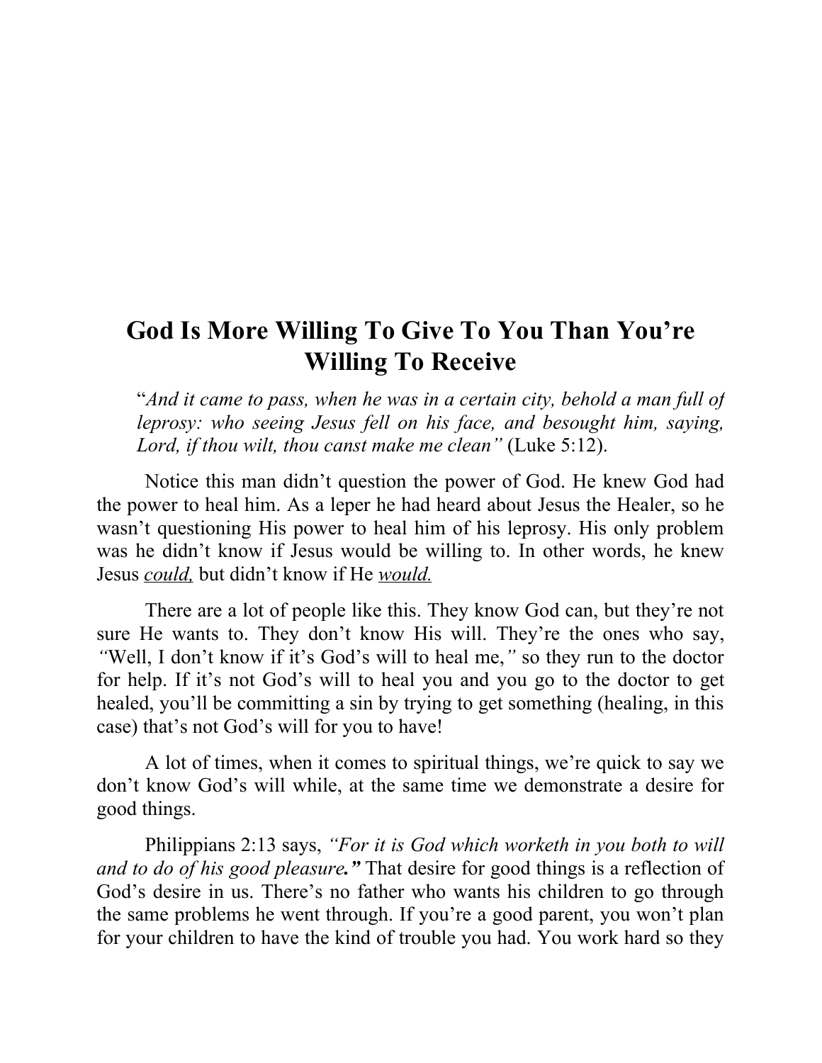# God Is More Willing To Give To You Than You're Willing To Receive

> "*And it came to pass, when he was in a certain city, behold a man full of leprosy: who seeing Jesus fell on his face, and besought him, saying, Lord, if thou wilt, thou canst make me clean"* (Luke 5:12).

Notice this man didn't question the power of God. He knew God had the power to heal him. As a leper he had heard about Jesus the Healer, so he wasn't questioning His power to heal him of his leprosy. His only problem was he didn't know if Jesus would be willing to. In other words, he knew Jesus ***could,*** but didn't know if He ***would.***

There are a lot of people like this. They know God can, but they're not sure He wants to. They don't know His will. They're the ones who say, *"*Well, I don't know if it's God's will to heal me,*"* so they run to the doctor for help. If it's not God's will to heal you and you go to the doctor to get healed, you'll be committing a sin by trying to get something (healing, in this case) that's not God's will for you to have!

A lot of times, when it comes to spiritual things, we're quick to say we don't know God's will while, at the same time we demonstrate a desire for good things.

Philippians 2:13 says, *"For it is God which worketh in you both to will and to do of his good pleasure***."*** That desire for good things is a reflection of God's desire in us. There's no father who wants his children to go through the same problems he went through. If you're a good parent, you won't plan for your children to have the kind of trouble you had. You work hard so they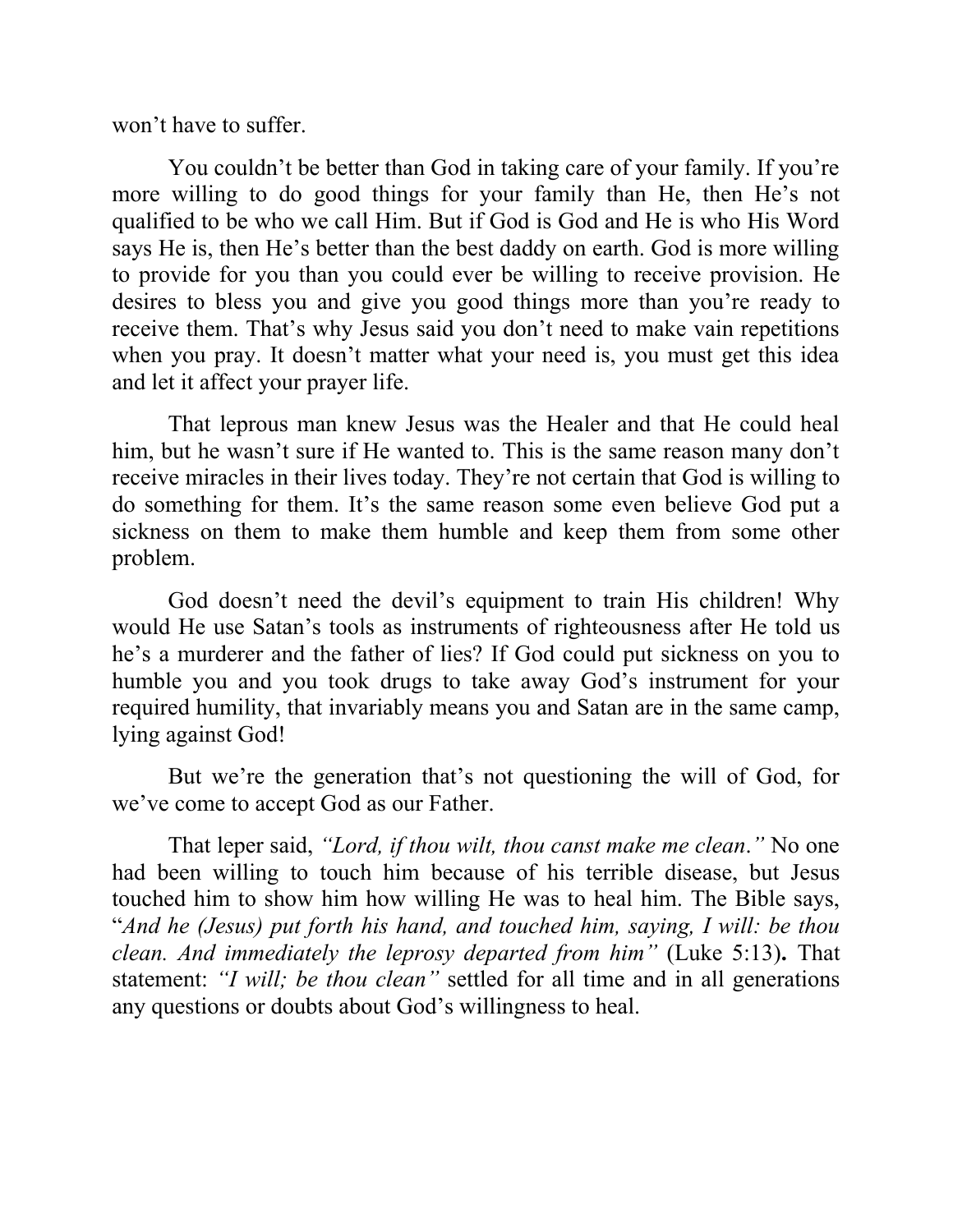won’t have to suffer.

You couldn’t be better than God in taking care of your family. If you’re more willing to do good things for your family than He, then He’s not qualified to be who we call Him. But if God is God and He is who His Word says He is, then He’s better than the best daddy on earth. God is more willing to provide for you than you could ever be willing to receive provision. He desires to bless you and give you good things more than you’re ready to receive them. That’s why Jesus said you don’t need to make vain repetitions when you pray. It doesn’t matter what your need is, you must get this idea and let it affect your prayer life.

That leprous man knew Jesus was the Healer and that He could heal him, but he wasn’t sure if He wanted to. This is the same reason many don’t receive miracles in their lives today. They’re not certain that God is willing to do something for them. It’s the same reason some even believe God put a sickness on them to make them humble and keep them from some other problem.

God doesn’t need the devil’s equipment to train His children! Why would He use Satan’s tools as instruments of righteousness after He told us he’s a murderer and the father of lies? If God could put sickness on you to humble you and you took drugs to take away God’s instrument for your required humility, that invariably means you and Satan are in the same camp, lying against God!

But we’re the generation that’s not questioning the will of God, for we’ve come to accept God as our Father.

That leper said, *“Lord, if thou wilt, thou canst make me clean.”* No one had been willing to touch him because of his terrible disease, but Jesus touched him to show him how willing He was to heal him. The Bible says, “*And he (Jesus) put forth his hand, and touched him, saying, I will: be thou clean. And immediately the leprosy departed from him”* (Luke 5:13)**.** That statement: *“I will; be thou clean”* settled for all time and in all generations any questions or doubts about God’s willingness to heal.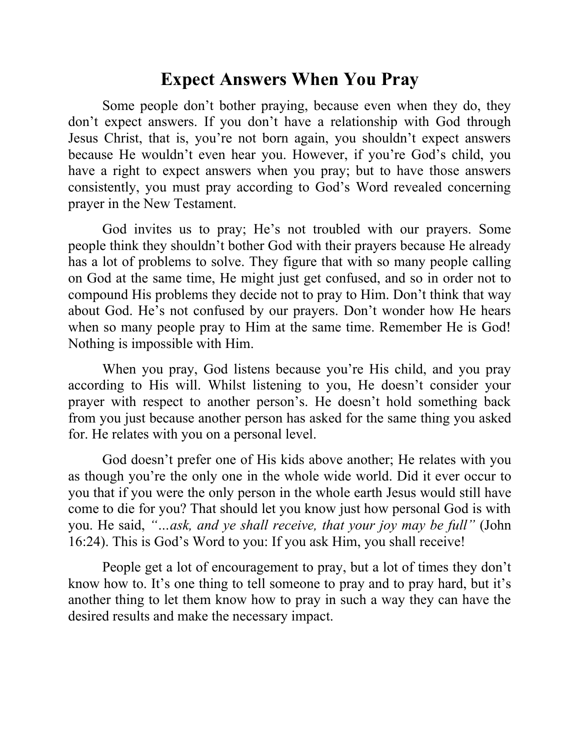# Expect Answers When You Pray

Some people don't bother praying, because even when they do, they don't expect answers. If you don't have a relationship with God through Jesus Christ, that is, you're not born again, you shouldn't expect answers because He wouldn't even hear you. However, if you're God's child, you have a right to expect answers when you pray; but to have those answers consistently, you must pray according to God's Word revealed concerning prayer in the New Testament.

God invites us to pray; He's not troubled with our prayers. Some people think they shouldn't bother God with their prayers because He already has a lot of problems to solve. They figure that with so many people calling on God at the same time, He might just get confused, and so in order not to compound His problems they decide not to pray to Him. Don't think that way about God. He's not confused by our prayers. Don't wonder how He hears when so many people pray to Him at the same time. Remember He is God! Nothing is impossible with Him.

When you pray, God listens because you're His child, and you pray according to His will. Whilst listening to you, He doesn't consider your prayer with respect to another person's. He doesn't hold something back from you just because another person has asked for the same thing you asked for. He relates with you on a personal level.

God doesn't prefer one of His kids above another; He relates with you as though you're the only one in the whole wide world. Did it ever occur to you that if you were the only person in the whole earth Jesus would still have come to die for you? That should let you know just how personal God is with you. He said, *"...ask, and ye shall receive, that your joy may be full"* (John 16:24). This is God's Word to you: If you ask Him, you shall receive!

People get a lot of encouragement to pray, but a lot of times they don't know how to. It's one thing to tell someone to pray and to pray hard, but it's another thing to let them know how to pray in such a way they can have the desired results and make the necessary impact.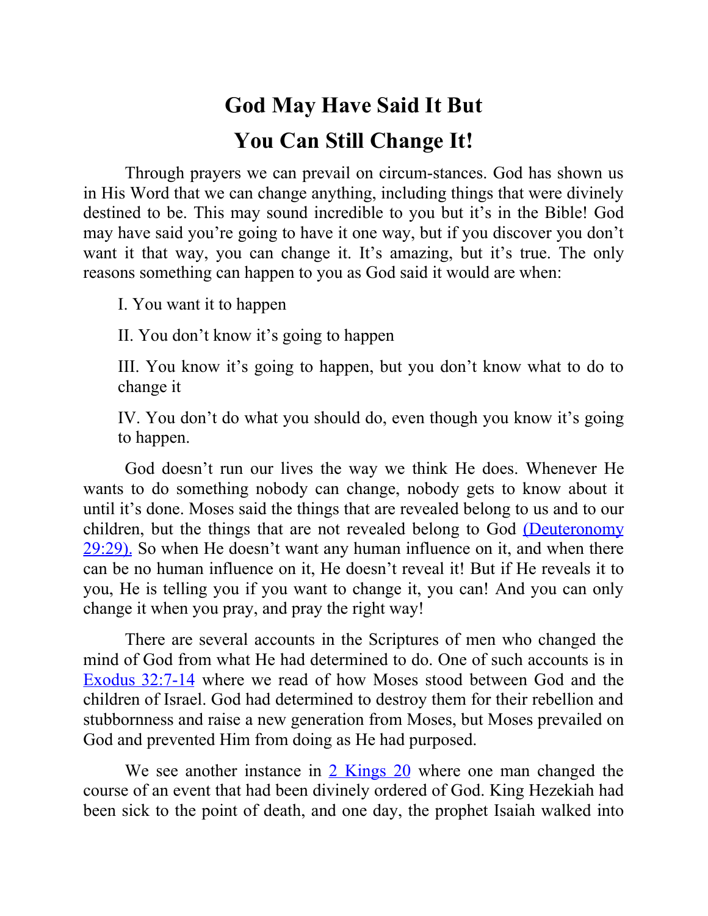# God May Have Said It But You Can Still Change It!

Through prayers we can prevail on circum-stances. God has shown us in His Word that we can change anything, including things that were divinely destined to be. This may sound incredible to you but it's in the Bible! God may have said you're going to have it one way, but if you discover you don't want it that way, you can change it. It's amazing, but it's true. The only reasons something can happen to you as God said it would are when:

I. You want it to happen

II. You don't know it's going to happen

III. You know it's going to happen, but you don't know what to do to change it

IV. You don't do what you should do, even though you know it's going to happen.

God doesn't run our lives the way we think He does. Whenever He wants to do something nobody can change, nobody gets to know about it until it's done. Moses said the things that are revealed belong to us and to our children, but the things that are not revealed belong to God (Deuteronomy 29:29). So when He doesn't want any human influence on it, and when there can be no human influence on it, He doesn't reveal it! But if He reveals it to you, He is telling you if you want to change it, you can! And you can only change it when you pray, and pray the right way!

There are several accounts in the Scriptures of men who changed the mind of God from what He had determined to do. One of such accounts is in Exodus 32:7-14 where we read of how Moses stood between God and the children of Israel. God had determined to destroy them for their rebellion and stubbornness and raise a new generation from Moses, but Moses prevailed on God and prevented Him from doing as He had purposed.

We see another instance in 2 Kings 20 where one man changed the course of an event that had been divinely ordered of God. King Hezekiah had been sick to the point of death, and one day, the prophet Isaiah walked into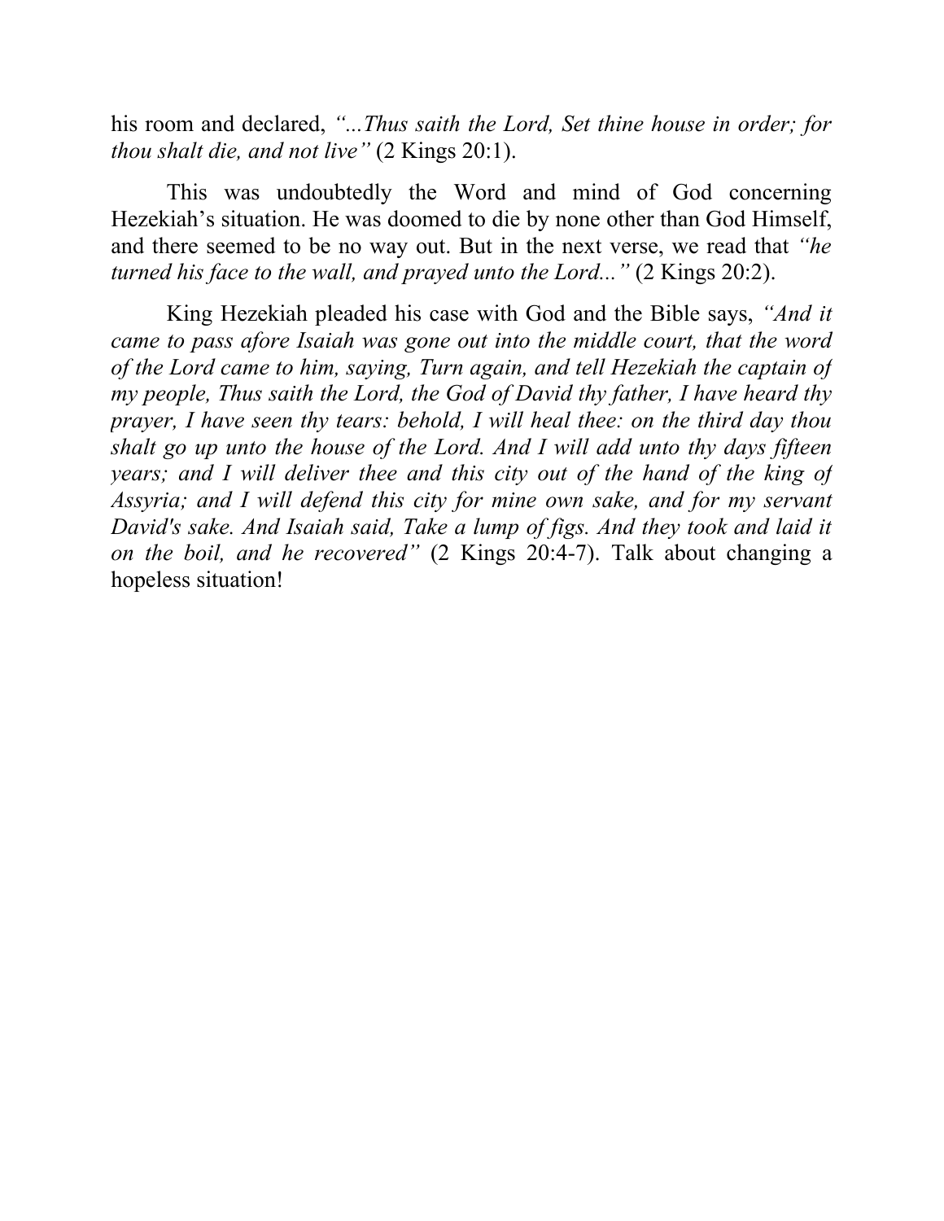his room and declared, *"...Thus saith the Lord, Set thine house in order; for thou shalt die, and not live"* (2 Kings 20:1).

This was undoubtedly the Word and mind of God concerning Hezekiah's situation. He was doomed to die by none other than God Himself, and there seemed to be no way out. But in the next verse, we read that *"he turned his face to the wall, and prayed unto the Lord..."* (2 Kings 20:2).

King Hezekiah pleaded his case with God and the Bible says, *"And it came to pass afore Isaiah was gone out into the middle court, that the word of the Lord came to him, saying, Turn again, and tell Hezekiah the captain of my people, Thus saith the Lord, the God of David thy father, I have heard thy prayer, I have seen thy tears: behold, I will heal thee: on the third day thou shalt go up unto the house of the Lord. And I will add unto thy days fifteen years; and I will deliver thee and this city out of the hand of the king of Assyria; and I will defend this city for mine own sake, and for my servant David's sake. And Isaiah said, Take a lump of figs. And they took and laid it on the boil, and he recovered"* (2 Kings 20:4-7). Talk about changing a hopeless situation!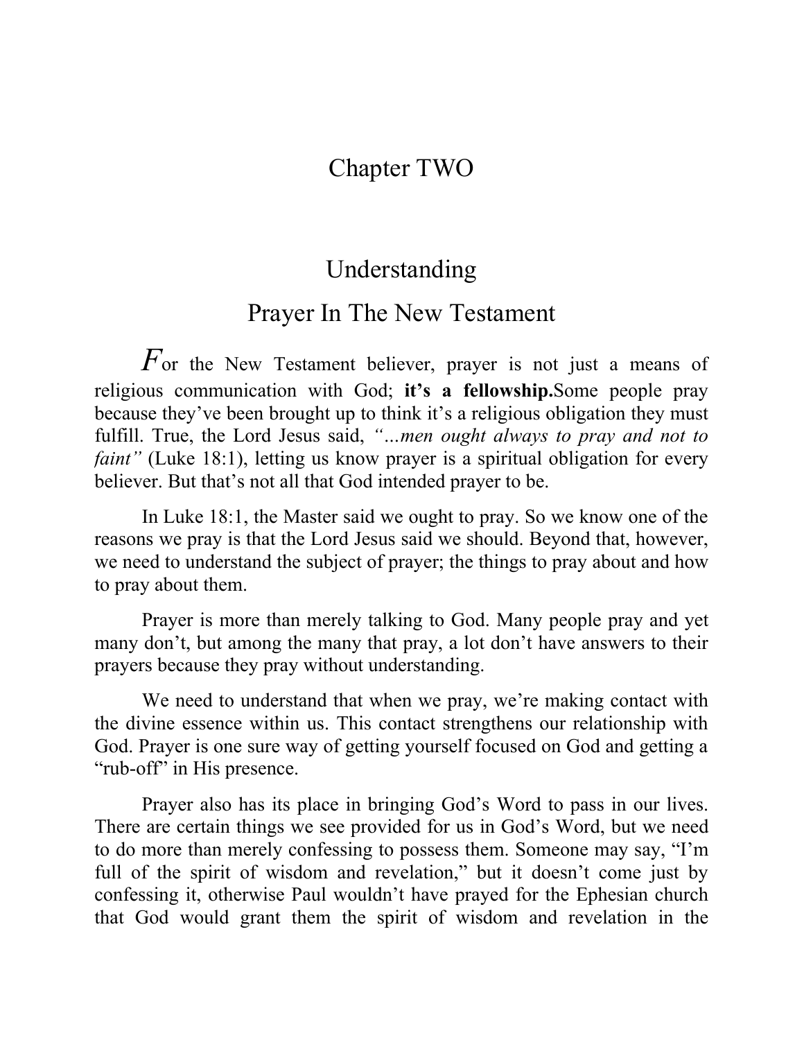# Chapter TWO

## Understanding
## Prayer In The New Testament

For the New Testament believer, prayer is not just a means of religious communication with God; **it's a fellowship.**Some people pray because they've been brought up to think it's a religious obligation they must fulfill. True, the Lord Jesus said, *"...men ought always to pray and not to faint"* (Luke 18:1), letting us know prayer is a spiritual obligation for every believer. But that's not all that God intended prayer to be.

In Luke 18:1, the Master said we ought to pray. So we know one of the reasons we pray is that the Lord Jesus said we should. Beyond that, however, we need to understand the subject of prayer; the things to pray about and how to pray about them.

Prayer is more than merely talking to God. Many people pray and yet many don't, but among the many that pray, a lot don't have answers to their prayers because they pray without understanding.

We need to understand that when we pray, we're making contact with the divine essence within us. This contact strengthens our relationship with God. Prayer is one sure way of getting yourself focused on God and getting a "rub-off" in His presence.

Prayer also has its place in bringing God's Word to pass in our lives. There are certain things we see provided for us in God's Word, but we need to do more than merely confessing to possess them. Someone may say, "I'm full of the spirit of wisdom and revelation," but it doesn't come just by confessing it, otherwise Paul wouldn't have prayed for the Ephesian church that God would grant them the spirit of wisdom and revelation in the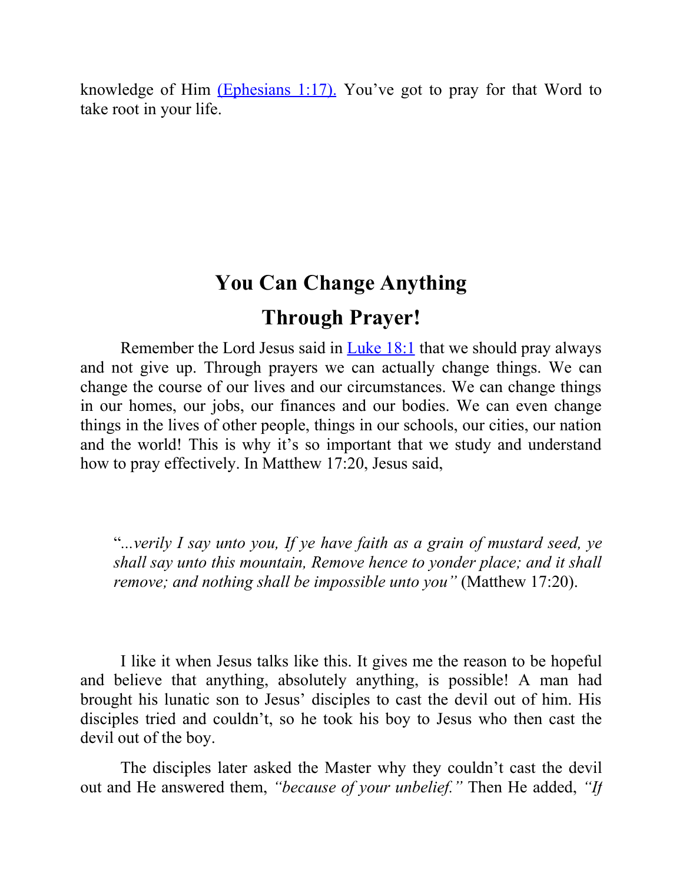knowledge of Him (Ephesians 1:17). You've got to pray for that Word to take root in your life.

## You Can Change Anything Through Prayer!

Remember the Lord Jesus said in Luke 18:1 that we should pray always and not give up. Through prayers we can actually change things. We can change the course of our lives and our circumstances. We can change things in our homes, our jobs, our finances and our bodies. We can even change things in the lives of other people, things in our schools, our cities, our nation and the world! This is why it's so important that we study and understand how to pray effectively. In Matthew 17:20, Jesus said,

> "*...verily I say unto you, If ye have faith as a grain of mustard seed, ye shall say unto this mountain, Remove hence to yonder place; and it shall remove; and nothing shall be impossible unto you"* (Matthew 17:20).

I like it when Jesus talks like this. It gives me the reason to be hopeful and believe that anything, absolutely anything, is possible! A man had brought his lunatic son to Jesus' disciples to cast the devil out of him. His disciples tried and couldn't, so he took his boy to Jesus who then cast the devil out of the boy.

The disciples later asked the Master why they couldn't cast the devil out and He answered them, *"because of your unbelief."* Then He added, *"If*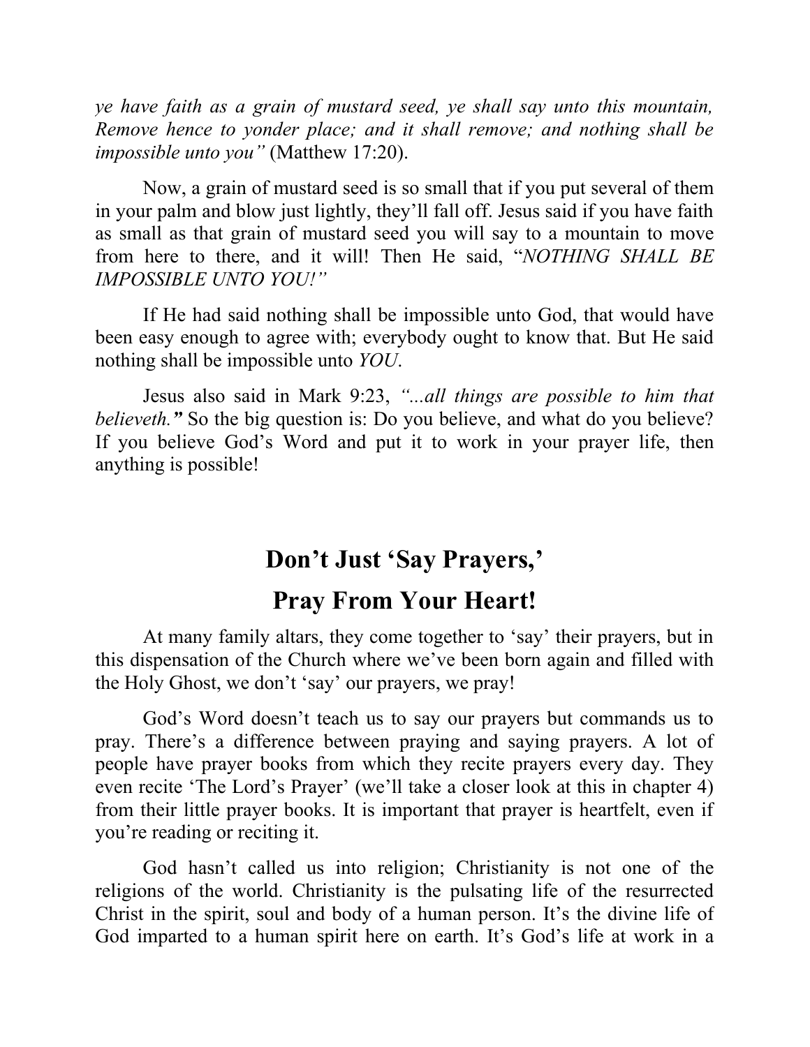*ye have faith as a grain of mustard seed, ye shall say unto this mountain, Remove hence to yonder place; and it shall remove; and nothing shall be impossible unto you"* (Matthew 17:20).

Now, a grain of mustard seed is so small that if you put several of them in your palm and blow just lightly, they'll fall off. Jesus said if you have faith as small as that grain of mustard seed you will say to a mountain to move from here to there, and it will! Then He said, "*NOTHING SHALL BE IMPOSSIBLE UNTO YOU!"*

If He had said nothing shall be impossible unto God, that would have been easy enough to agree with; everybody ought to know that. But He said nothing shall be impossible unto *YOU*.

Jesus also said in Mark 9:23, *"...all things are possible to him that believeth."* So the big question is: Do you believe, and what do you believe? If you believe God's Word and put it to work in your prayer life, then anything is possible!

## Don't Just 'Say Prayers,' Pray From Your Heart!

At many family altars, they come together to 'say' their prayers, but in this dispensation of the Church where we've been born again and filled with the Holy Ghost, we don't 'say' our prayers, we pray!

God's Word doesn't teach us to say our prayers but commands us to pray. There's a difference between praying and saying prayers. A lot of people have prayer books from which they recite prayers every day. They even recite 'The Lord's Prayer' (we'll take a closer look at this in chapter 4) from their little prayer books. It is important that prayer is heartfelt, even if you're reading or reciting it.

God hasn't called us into religion; Christianity is not one of the religions of the world. Christianity is the pulsating life of the resurrected Christ in the spirit, soul and body of a human person. It's the divine life of God imparted to a human spirit here on earth. It's God's life at work in a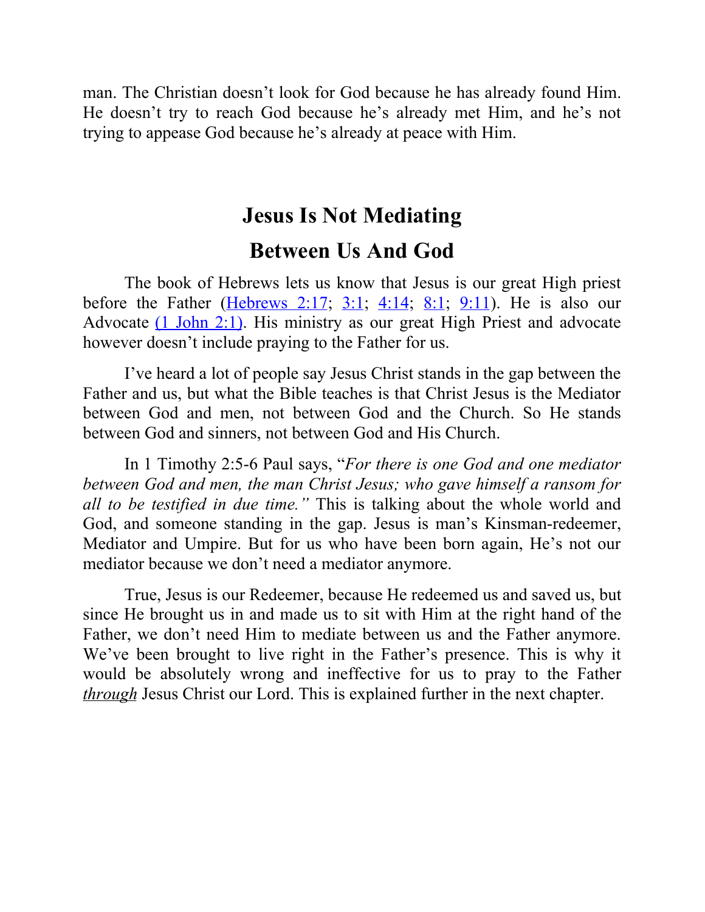man. The Christian doesn't look for God because he has already found Him. He doesn't try to reach God because he's already met Him, and he's not trying to appease God because he's already at peace with Him.

## Jesus Is Not Mediating Between Us And God

The book of Hebrews lets us know that Jesus is our great High priest before the Father (Hebrews 2:17; 3:1; 4:14; 8:1; 9:11). He is also our Advocate (1 John 2:1). His ministry as our great High Priest and advocate however doesn't include praying to the Father for us.

I've heard a lot of people say Jesus Christ stands in the gap between the Father and us, but what the Bible teaches is that Christ Jesus is the Mediator between God and men, not between God and the Church. So He stands between God and sinners, not between God and His Church.

In 1 Timothy 2:5-6 Paul says, "*For there is one God and one mediator between God and men, the man Christ Jesus; who gave himself a ransom for all to be testified in due time.*" This is talking about the whole world and God, and someone standing in the gap. Jesus is man's Kinsman-redeemer, Mediator and Umpire. But for us who have been born again, He's not our mediator because we don't need a mediator anymore.

True, Jesus is our Redeemer, because He redeemed us and saved us, but since He brought us in and made us to sit with Him at the right hand of the Father, we don't need Him to mediate between us and the Father anymore. We've been brought to live right in the Father's presence. This is why it would be absolutely wrong and ineffective for us to pray to the Father ***through*** Jesus Christ our Lord. This is explained further in the next chapter.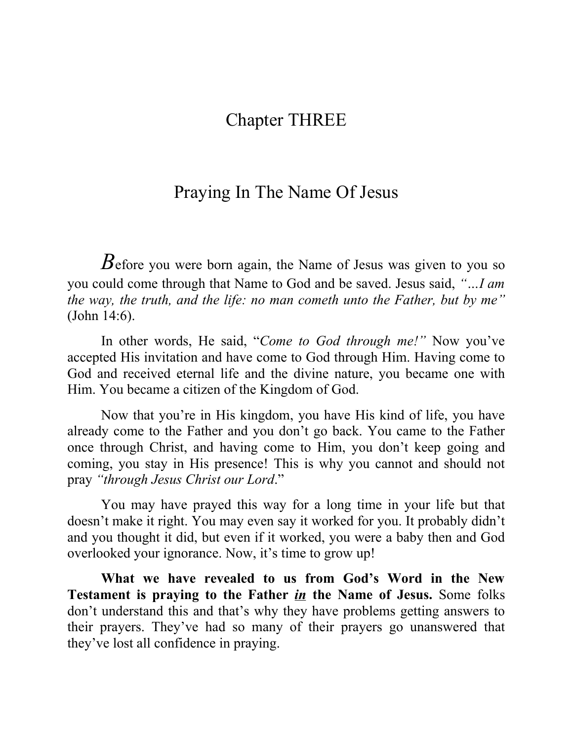# Chapter THREE

## Praying In The Name Of Jesus

Before you were born again, the Name of Jesus was given to you so you could come through that Name to God and be saved. Jesus said, *"...I am the way, the truth, and the life: no man cometh unto the Father, but by me"* (John 14:6).

In other words, He said, "*Come to God through me!"* Now you've accepted His invitation and have come to God through Him. Having come to God and received eternal life and the divine nature, you became one with Him. You became a citizen of the Kingdom of God.

Now that you're in His kingdom, you have His kind of life, you have already come to the Father and you don't go back. You came to the Father once through Christ, and having come to Him, you don't keep going and coming, you stay in His presence! This is why you cannot and should not pray *"through Jesus Christ our Lord*."

You may have prayed this way for a long time in your life but that doesn't make it right. You may even say it worked for you. It probably didn't and you thought it did, but even if it worked, you were a baby then and God overlooked your ignorance. Now, it's time to grow up!

**What we have revealed to us from God's Word in the New Testament is praying to the Father *<u>in</u>* the Name of Jesus.** Some folks don't understand this and that's why they have problems getting answers to their prayers. They've had so many of their prayers go unanswered that they've lost all confidence in praying.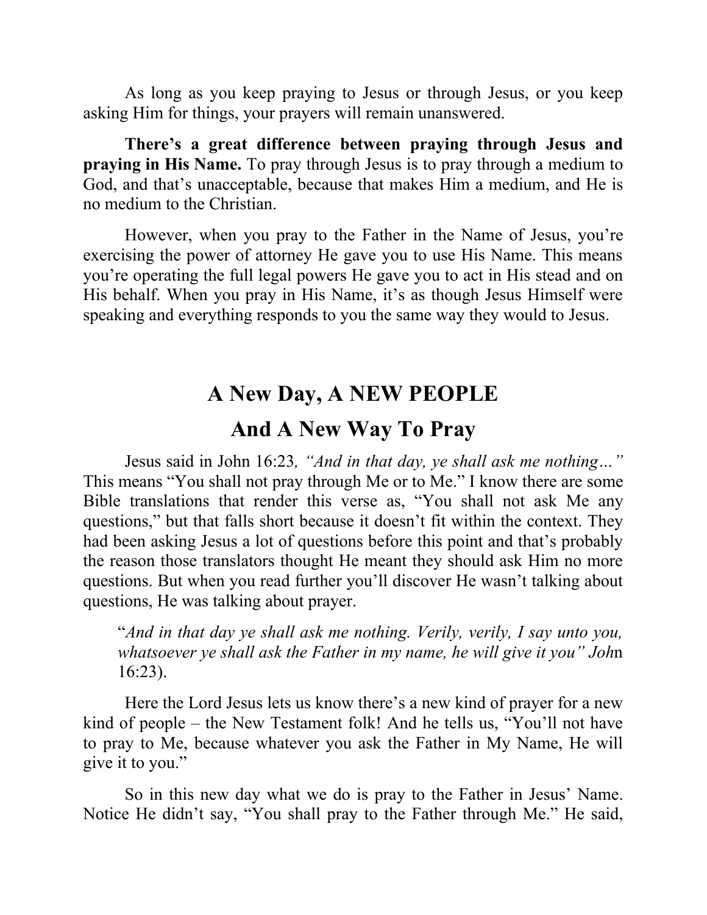As long as you keep praying to Jesus or through Jesus, or you keep asking Him for things, your prayers will remain unanswered.

**There's a great difference between praying through Jesus and praying in His Name.** To pray through Jesus is to pray through a medium to God, and that's unacceptable, because that makes Him a medium, and He is no medium to the Christian.

However, when you pray to the Father in the Name of Jesus, you're exercising the power of attorney He gave you to use His Name. This means you're operating the full legal powers He gave you to act in His stead and on His behalf. When you pray in His Name, it's as though Jesus Himself were speaking and everything responds to you the same way they would to Jesus.

## A New Day, A NEW PEOPLE
## And A New Way To Pray

Jesus said in John 16:23*, "And in that day, ye shall ask me nothing…"* This means "You shall not pray through Me or to Me." I know there are some Bible translations that render this verse as, "You shall not ask Me any questions," but that falls short because it doesn't fit within the context. They had been asking Jesus a lot of questions before this point and that's probably the reason those translators thought He meant they should ask Him no more questions. But when you read further you'll discover He wasn't talking about questions, He was talking about prayer.

> "*And in that day ye shall ask me nothing. Verily, verily, I say unto you, whatsoever ye shall ask the Father in my name, he will give it you" Joh*n 16:23).

Here the Lord Jesus lets us know there's a new kind of prayer for a new kind of people – the New Testament folk! And he tells us, "You'll not have to pray to Me, because whatever you ask the Father in My Name, He will give it to you."

So in this new day what we do is pray to the Father in Jesus' Name. Notice He didn't say, "You shall pray to the Father through Me." He said,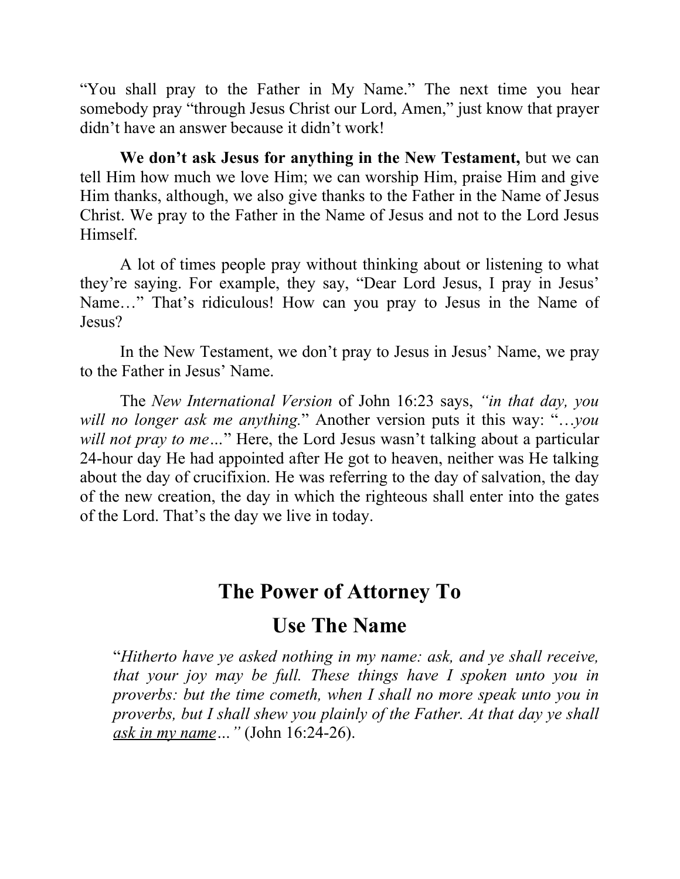"You shall pray to the Father in My Name." The next time you hear somebody pray "through Jesus Christ our Lord, Amen," just know that prayer didn't have an answer because it didn't work!

**We don't ask Jesus for anything in the New Testament,** but we can tell Him how much we love Him; we can worship Him, praise Him and give Him thanks, although, we also give thanks to the Father in the Name of Jesus Christ. We pray to the Father in the Name of Jesus and not to the Lord Jesus Himself.

A lot of times people pray without thinking about or listening to what they're saying. For example, they say, "Dear Lord Jesus, I pray in Jesus' Name…" That's ridiculous! How can you pray to Jesus in the Name of Jesus?

In the New Testament, we don't pray to Jesus in Jesus' Name, we pray to the Father in Jesus' Name.

The *New International Version* of John 16:23 says, *"in that day, you will no longer ask me anything.*" Another version puts it this way: "*…you will not pray to me…*" Here, the Lord Jesus wasn't talking about a particular 24-hour day He had appointed after He got to heaven, neither was He talking about the day of crucifixion. He was referring to the day of salvation, the day of the new creation, the day in which the righteous shall enter into the gates of the Lord. That's the day we live in today.

## The Power of Attorney To Use The Name

"*Hitherto have ye asked nothing in my name: ask, and ye shall receive, that your joy may be full. These things have I spoken unto you in proverbs: but the time cometh, when I shall no more speak unto you in proverbs, but I shall shew you plainly of the Father. At that day ye shall <u>ask in my name</u>…"* (John 16:24-26).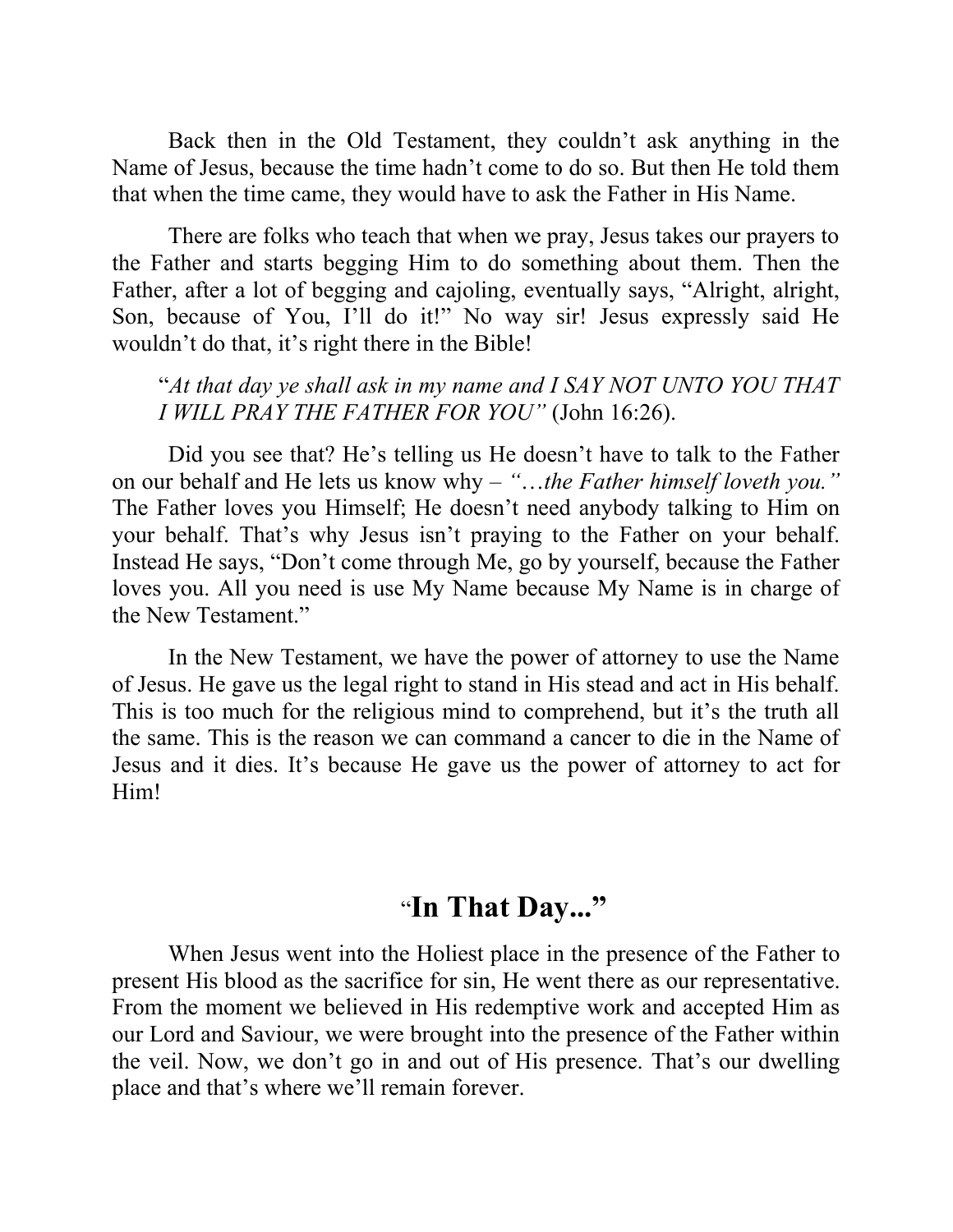Back then in the Old Testament, they couldn't ask anything in the Name of Jesus, because the time hadn't come to do so. But then He told them that when the time came, they would have to ask the Father in His Name.

There are folks who teach that when we pray, Jesus takes our prayers to the Father and starts begging Him to do something about them. Then the Father, after a lot of begging and cajoling, eventually says, "Alright, alright, Son, because of You, I'll do it!" No way sir! Jesus expressly said He wouldn't do that, it's right there in the Bible!

> "*At that day ye shall ask in my name and I SAY NOT UNTO YOU THAT I WILL PRAY THE FATHER FOR YOU"* (John 16:26).

Did you see that? He's telling us He doesn't have to talk to the Father on our behalf and He lets us know why – *"…the Father himself loveth you."* The Father loves you Himself; He doesn't need anybody talking to Him on your behalf. That's why Jesus isn't praying to the Father on your behalf. Instead He says, "Don't come through Me, go by yourself, because the Father loves you. All you need is use My Name because My Name is in charge of the New Testament."

In the New Testament, we have the power of attorney to use the Name of Jesus. He gave us the legal right to stand in His stead and act in His behalf. This is too much for the religious mind to comprehend, but it's the truth all the same. This is the reason we can command a cancer to die in the Name of Jesus and it dies. It's because He gave us the power of attorney to act for Him!

## "In That Day..."

When Jesus went into the Holiest place in the presence of the Father to present His blood as the sacrifice for sin, He went there as our representative. From the moment we believed in His redemptive work and accepted Him as our Lord and Saviour, we were brought into the presence of the Father within the veil. Now, we don't go in and out of His presence. That's our dwelling place and that's where we'll remain forever.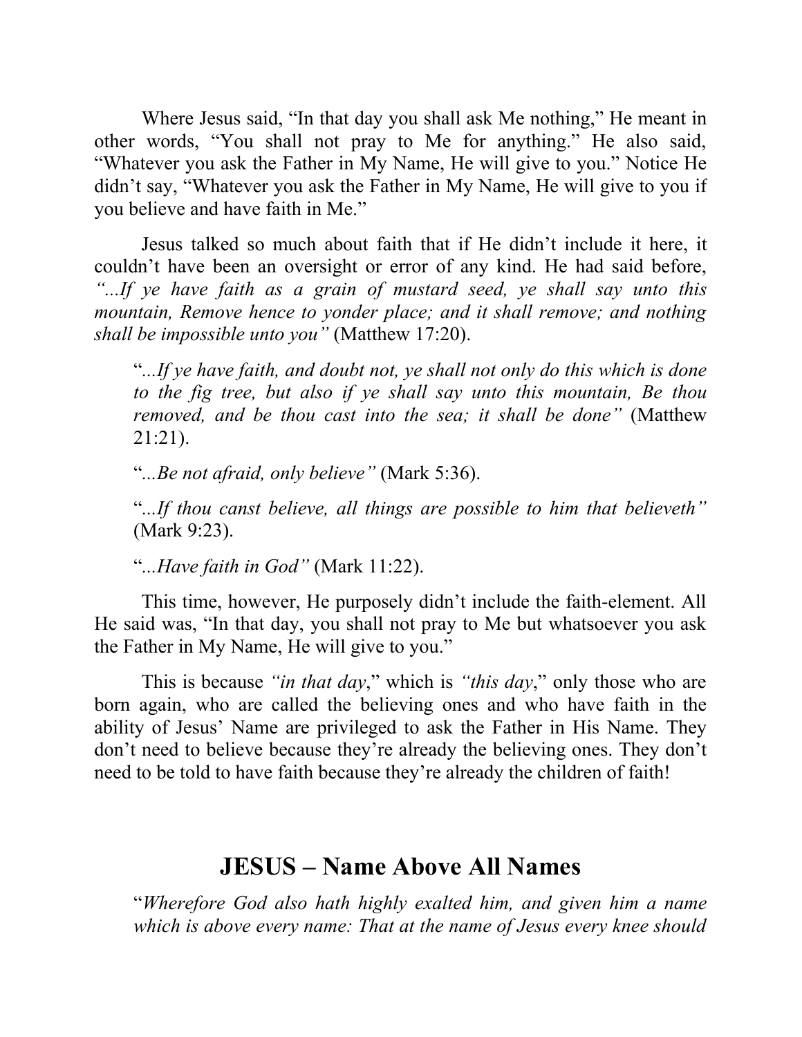Where Jesus said, "In that day you shall ask Me nothing," He meant in other words, "You shall not pray to Me for anything." He also said, "Whatever you ask the Father in My Name, He will give to you." Notice He didn't say, "Whatever you ask the Father in My Name, He will give to you if you believe and have faith in Me."

Jesus talked so much about faith that if He didn't include it here, it couldn't have been an oversight or error of any kind. He had said before, *"...If ye have faith as a grain of mustard seed, ye shall say unto this mountain, Remove hence to yonder place; and it shall remove; and nothing shall be impossible unto you"* (Matthew 17:20).

> "*...If ye have faith, and doubt not, ye shall not only do this which is done to the fig tree, but also if ye shall say unto this mountain, Be thou removed, and be thou cast into the sea; it shall be done"* (Matthew 21:21).
>
> "*...Be not afraid, only believe"* (Mark 5:36).
>
> "*...If thou canst believe, all things are possible to him that believeth"* (Mark 9:23).
>
> "*...Have faith in God"* (Mark 11:22).

This time, however, He purposely didn't include the faith-element. All He said was, "In that day, you shall not pray to Me but whatsoever you ask the Father in My Name, He will give to you."

This is because *"in that day*," which is *"this day*," only those who are born again, who are called the believing ones and who have faith in the ability of Jesus' Name are privileged to ask the Father in His Name. They don't need to believe because they're already the believing ones. They don't need to be told to have faith because they're already the children of faith!

## JESUS – Name Above All Names

> "*Wherefore God also hath highly exalted him, and given him a name which is above every name: That at the name of Jesus every knee should*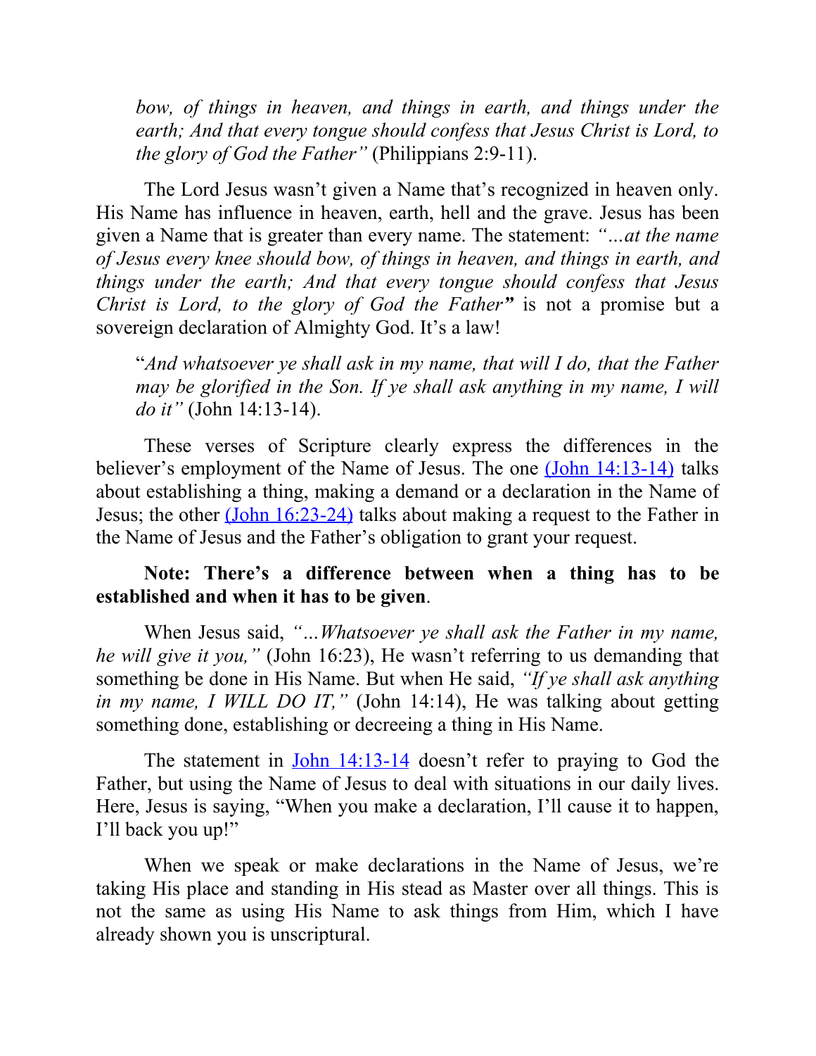*bow, of things in heaven, and things in earth, and things under the earth; And that every tongue should confess that Jesus Christ is Lord, to the glory of God the Father"* (Philippians 2:9-11).

The Lord Jesus wasn't given a Name that's recognized in heaven only. His Name has influence in heaven, earth, hell and the grave. Jesus has been given a Name that is greater than every name. The statement: *"…at the name of Jesus every knee should bow, of things in heaven, and things in earth, and things under the earth; And that every tongue should confess that Jesus Christ is Lord, to the glory of God the Father"* is not a promise but a sovereign declaration of Almighty God. It's a law!

"*And whatsoever ye shall ask in my name, that will I do, that the Father may be glorified in the Son. If ye shall ask anything in my name, I will do it"* (John 14:13-14).

These verses of Scripture clearly express the differences in the believer's employment of the Name of Jesus. The one (John 14:13-14) talks about establishing a thing, making a demand or a declaration in the Name of Jesus; the other (John 16:23-24) talks about making a request to the Father in the Name of Jesus and the Father's obligation to grant your request.

**Note: There's a difference between when a thing has to be established and when it has to be given**.

When Jesus said, *"…Whatsoever ye shall ask the Father in my name, he will give it you,"* (John 16:23), He wasn't referring to us demanding that something be done in His Name. But when He said, *"If ye shall ask anything in my name, I WILL DO IT,"* (John 14:14), He was talking about getting something done, establishing or decreeing a thing in His Name.

The statement in John 14:13-14 doesn't refer to praying to God the Father, but using the Name of Jesus to deal with situations in our daily lives. Here, Jesus is saying, "When you make a declaration, I'll cause it to happen, I'll back you up!"

When we speak or make declarations in the Name of Jesus, we're taking His place and standing in His stead as Master over all things. This is not the same as using His Name to ask things from Him, which I have already shown you is unscriptural.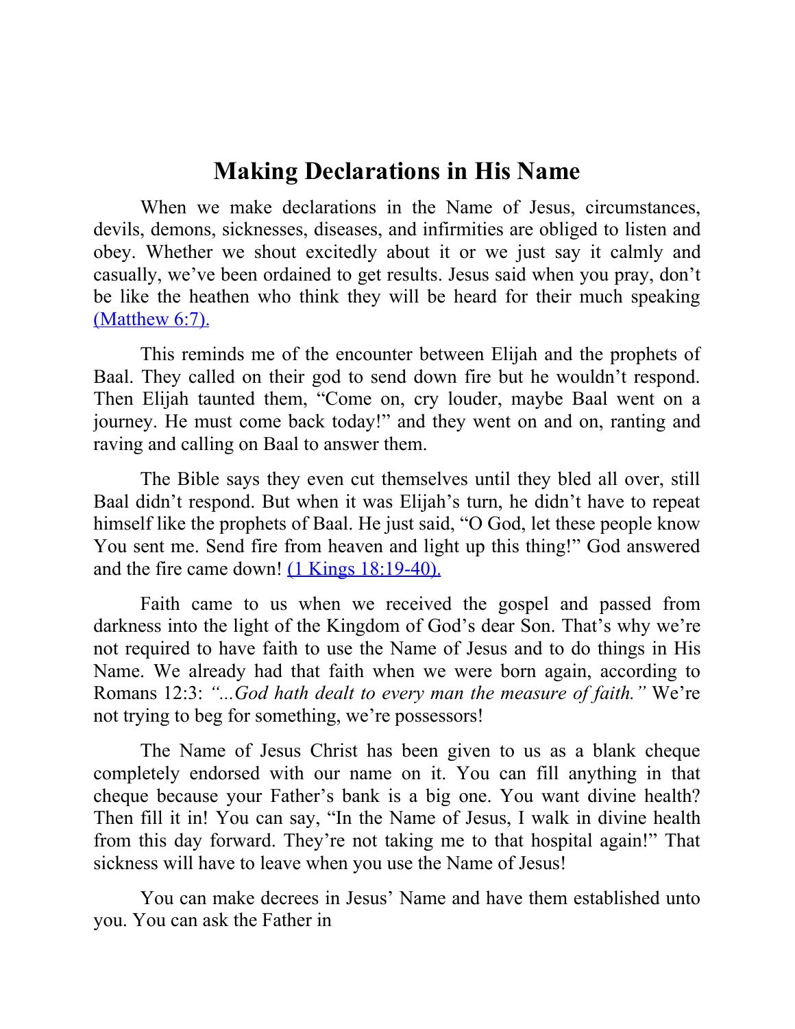## Making Declarations in His Name

When we make declarations in the Name of Jesus, circumstances, devils, demons, sicknesses, diseases, and infirmities are obliged to listen and obey. Whether we shout excitedly about it or we just say it calmly and casually, we've been ordained to get results. Jesus said when you pray, don't be like the heathen who think they will be heard for their much speaking [(Matthew 6:7).]

This reminds me of the encounter between Elijah and the prophets of Baal. They called on their god to send down fire but he wouldn't respond. Then Elijah taunted them, "Come on, cry louder, maybe Baal went on a journey. He must come back today!" and they went on and on, ranting and raving and calling on Baal to answer them.

The Bible says they even cut themselves until they bled all over, still Baal didn't respond. But when it was Elijah's turn, he didn't have to repeat himself like the prophets of Baal. He just said, "O God, let these people know You sent me. Send fire from heaven and light up this thing!" God answered and the fire came down! [(1 Kings 18:19-40).]

Faith came to us when we received the gospel and passed from darkness into the light of the Kingdom of God's dear Son. That's why we're not required to have faith to use the Name of Jesus and to do things in His Name. We already had that faith when we were born again, according to Romans 12:3: *"...God hath dealt to every man the measure of faith."* We're not trying to beg for something, we're possessors!

The Name of Jesus Christ has been given to us as a blank cheque completely endorsed with our name on it. You can fill anything in that cheque because your Father's bank is a big one. You want divine health? Then fill it in! You can say, "In the Name of Jesus, I walk in divine health from this day forward. They're not taking me to that hospital again!" That sickness will have to leave when you use the Name of Jesus!

You can make decrees in Jesus' Name and have them established unto you. You can ask the Father in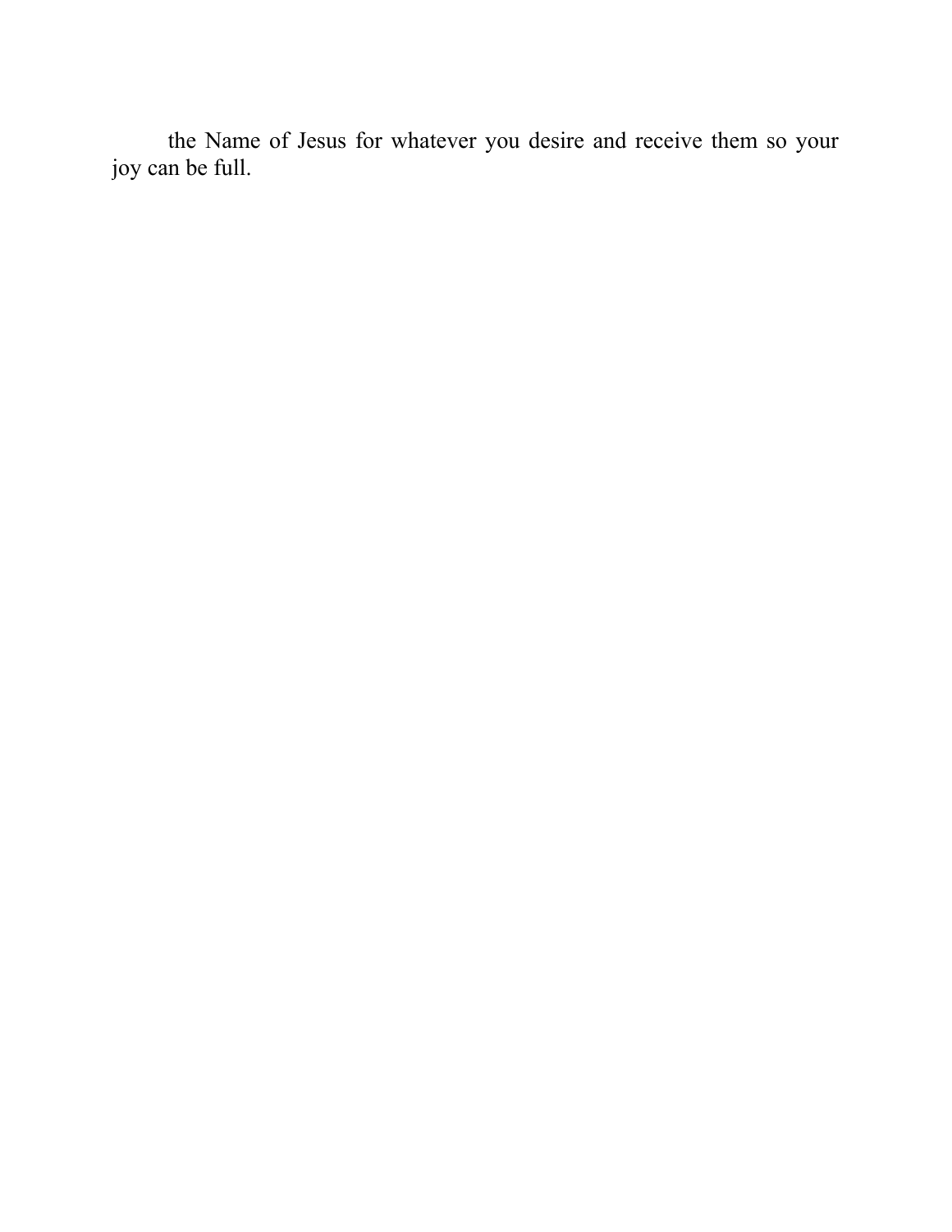the Name of Jesus for whatever you desire and receive them so your joy can be full.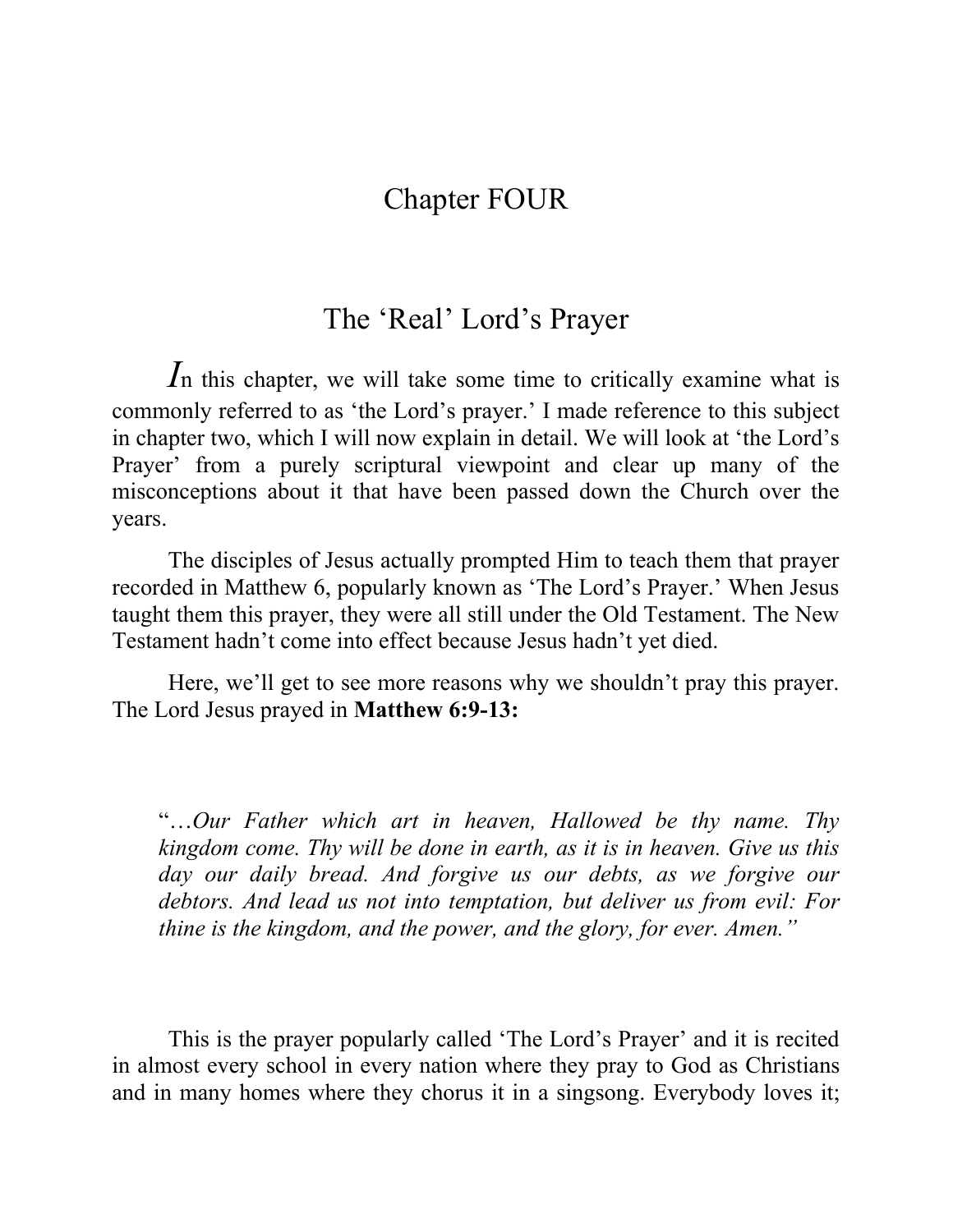# Chapter FOUR

## The 'Real' Lord's Prayer

*I*n this chapter, we will take some time to critically examine what is commonly referred to as 'the Lord's prayer.' I made reference to this subject in chapter two, which I will now explain in detail. We will look at 'the Lord's Prayer' from a purely scriptural viewpoint and clear up many of the misconceptions about it that have been passed down the Church over the years.

The disciples of Jesus actually prompted Him to teach them that prayer recorded in Matthew 6, popularly known as 'The Lord's Prayer.' When Jesus taught them this prayer, they were all still under the Old Testament. The New Testament hadn't come into effect because Jesus hadn't yet died.

Here, we'll get to see more reasons why we shouldn't pray this prayer. The Lord Jesus prayed in **Matthew 6:9-13:**

> "…*Our Father which art in heaven, Hallowed be thy name. Thy kingdom come. Thy will be done in earth, as it is in heaven. Give us this day our daily bread. And forgive us our debts, as we forgive our debtors. And lead us not into temptation, but deliver us from evil: For thine is the kingdom, and the power, and the glory, for ever. Amen.*"

This is the prayer popularly called 'The Lord's Prayer' and it is recited in almost every school in every nation where they pray to God as Christians and in many homes where they chorus it in a singsong. Everybody loves it;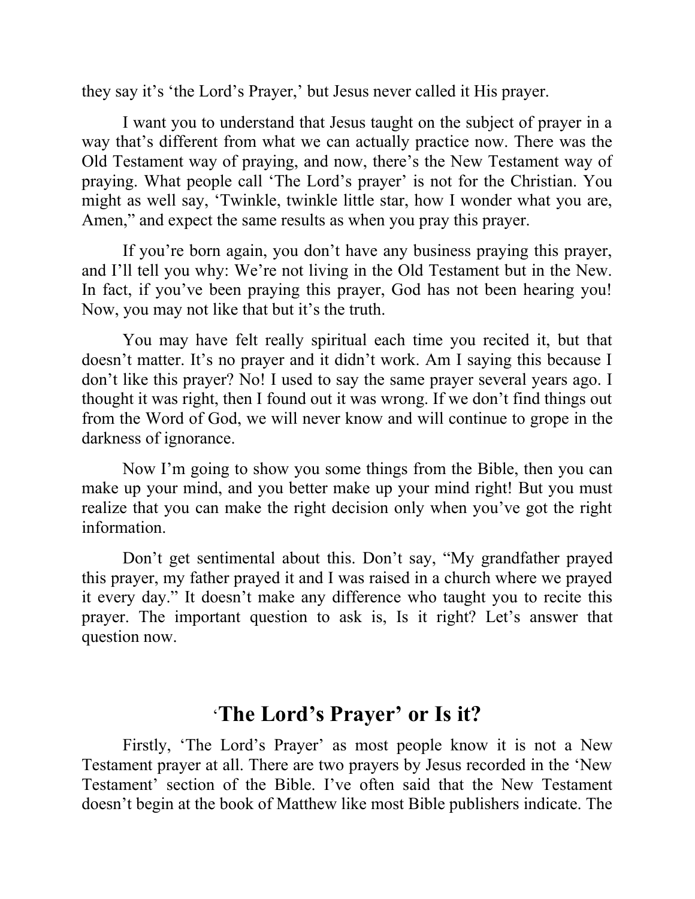they say it's 'the Lord's Prayer,' but Jesus never called it His prayer.

I want you to understand that Jesus taught on the subject of prayer in a way that's different from what we can actually practice now. There was the Old Testament way of praying, and now, there's the New Testament way of praying. What people call 'The Lord's prayer' is not for the Christian. You might as well say, 'Twinkle, twinkle little star, how I wonder what you are, Amen," and expect the same results as when you pray this prayer.

If you're born again, you don't have any business praying this prayer, and I'll tell you why: We're not living in the Old Testament but in the New. In fact, if you've been praying this prayer, God has not been hearing you! Now, you may not like that but it's the truth.

You may have felt really spiritual each time you recited it, but that doesn't matter. It's no prayer and it didn't work. Am I saying this because I don't like this prayer? No! I used to say the same prayer several years ago. I thought it was right, then I found out it was wrong. If we don't find things out from the Word of God, we will never know and will continue to grope in the darkness of ignorance.

Now I'm going to show you some things from the Bible, then you can make up your mind, and you better make up your mind right! But you must realize that you can make the right decision only when you've got the right information.

Don't get sentimental about this. Don't say, "My grandfather prayed this prayer, my father prayed it and I was raised in a church where we prayed it every day." It doesn't make any difference who taught you to recite this prayer. The important question to ask is, Is it right? Let's answer that question now.

## 'The Lord's Prayer' or Is it?

Firstly, 'The Lord's Prayer' as most people know it is not a New Testament prayer at all. There are two prayers by Jesus recorded in the 'New Testament' section of the Bible. I've often said that the New Testament doesn't begin at the book of Matthew like most Bible publishers indicate. The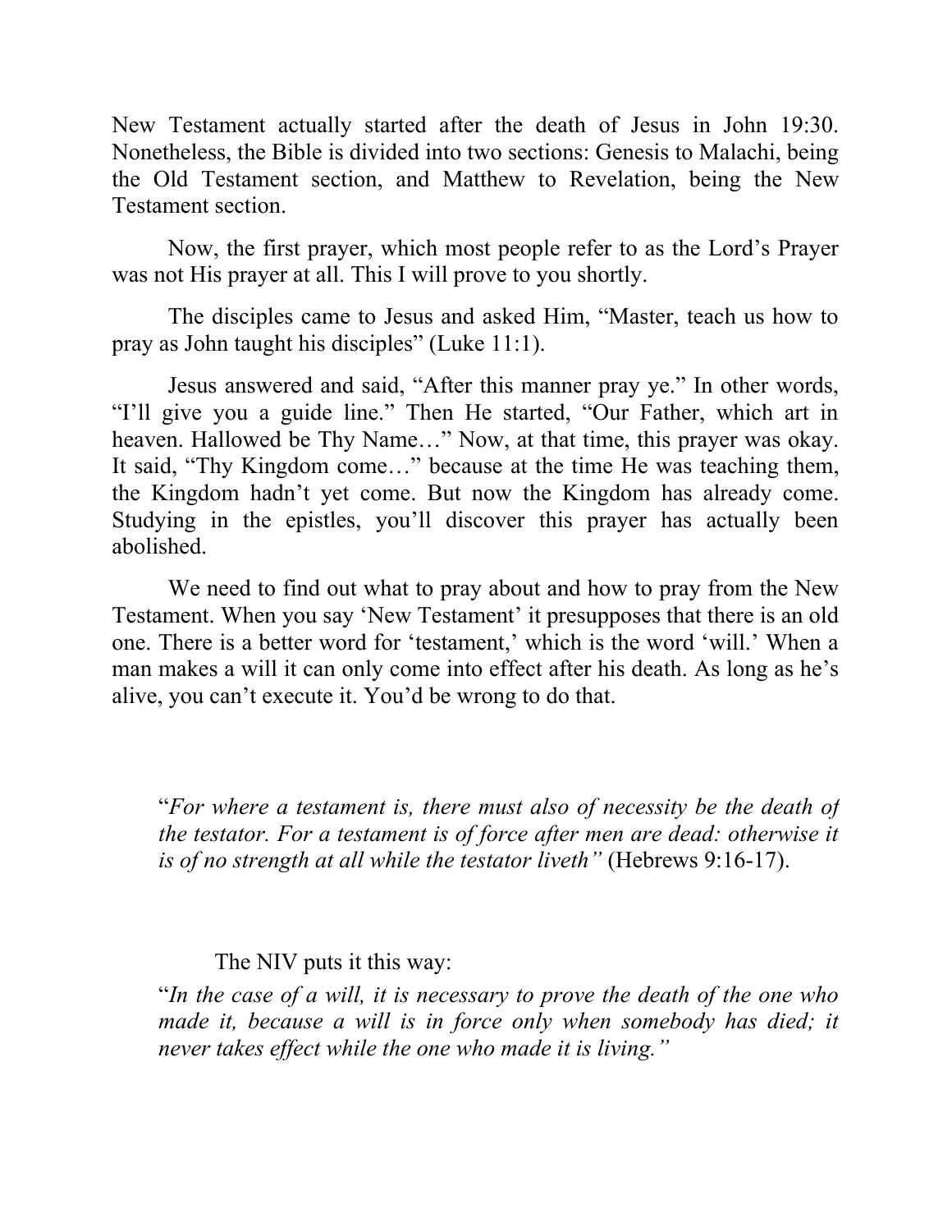New Testament actually started after the death of Jesus in John 19:30. Nonetheless, the Bible is divided into two sections: Genesis to Malachi, being the Old Testament section, and Matthew to Revelation, being the New Testament section.

Now, the first prayer, which most people refer to as the Lord's Prayer was not His prayer at all. This I will prove to you shortly.

The disciples came to Jesus and asked Him, "Master, teach us how to pray as John taught his disciples" (Luke 11:1).

Jesus answered and said, "After this manner pray ye." In other words, "I'll give you a guide line." Then He started, "Our Father, which art in heaven. Hallowed be Thy Name…" Now, at that time, this prayer was okay. It said, "Thy Kingdom come…" because at the time He was teaching them, the Kingdom hadn't yet come. But now the Kingdom has already come. Studying in the epistles, you'll discover this prayer has actually been abolished.

We need to find out what to pray about and how to pray from the New Testament. When you say 'New Testament' it presupposes that there is an old one. There is a better word for 'testament,' which is the word 'will.' When a man makes a will it can only come into effect after his death. As long as he's alive, you can't execute it. You'd be wrong to do that.

> "*For where a testament is, there must also of necessity be the death of the testator. For a testament is of force after men are dead: otherwise it is of no strength at all while the testator liveth"* (Hebrews 9:16-17).

The NIV puts it this way:

> "*In the case of a will, it is necessary to prove the death of the one who made it, because a will is in force only when somebody has died; it never takes effect while the one who made it is living."*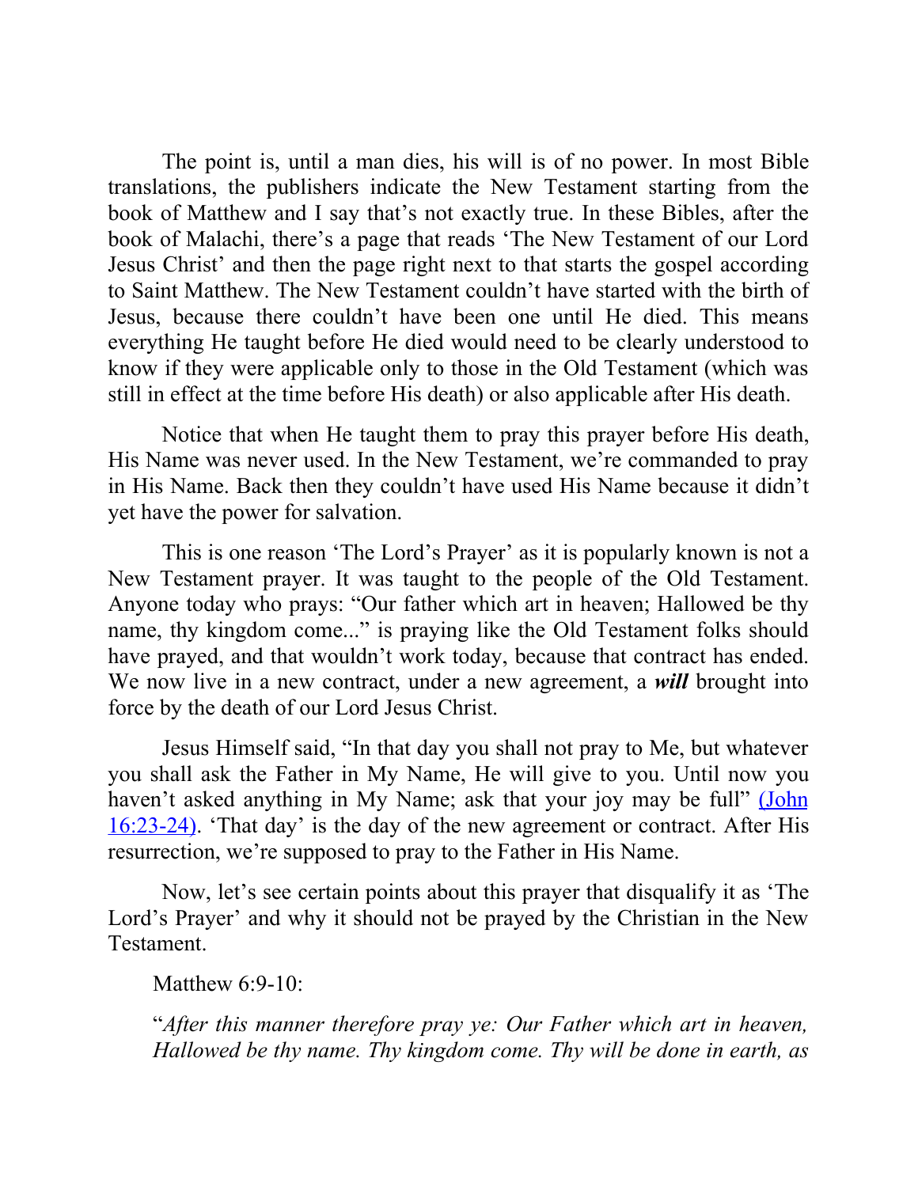The point is, until a man dies, his will is of no power. In most Bible translations, the publishers indicate the New Testament starting from the book of Matthew and I say that's not exactly true. In these Bibles, after the book of Malachi, there's a page that reads 'The New Testament of our Lord Jesus Christ' and then the page right next to that starts the gospel according to Saint Matthew. The New Testament couldn't have started with the birth of Jesus, because there couldn't have been one until He died. This means everything He taught before He died would need to be clearly understood to know if they were applicable only to those in the Old Testament (which was still in effect at the time before His death) or also applicable after His death.

Notice that when He taught them to pray this prayer before His death, His Name was never used. In the New Testament, we're commanded to pray in His Name. Back then they couldn't have used His Name because it didn't yet have the power for salvation.

This is one reason 'The Lord's Prayer' as it is popularly known is not a New Testament prayer. It was taught to the people of the Old Testament. Anyone today who prays: "Our father which art in heaven; Hallowed be thy name, thy kingdom come..." is praying like the Old Testament folks should have prayed, and that wouldn't work today, because that contract has ended. We now live in a new contract, under a new agreement, a ***will*** brought into force by the death of our Lord Jesus Christ.

Jesus Himself said, "In that day you shall not pray to Me, but whatever you shall ask the Father in My Name, He will give to you. Until now you haven't asked anything in My Name; ask that your joy may be full" (John 16:23-24). 'That day' is the day of the new agreement or contract. After His resurrection, we're supposed to pray to the Father in His Name.

Now, let's see certain points about this prayer that disqualify it as 'The Lord's Prayer' and why it should not be prayed by the Christian in the New Testament.

Matthew 6:9-10:

"*After this manner therefore pray ye: Our Father which art in heaven, Hallowed be thy name. Thy kingdom come. Thy will be done in earth, as*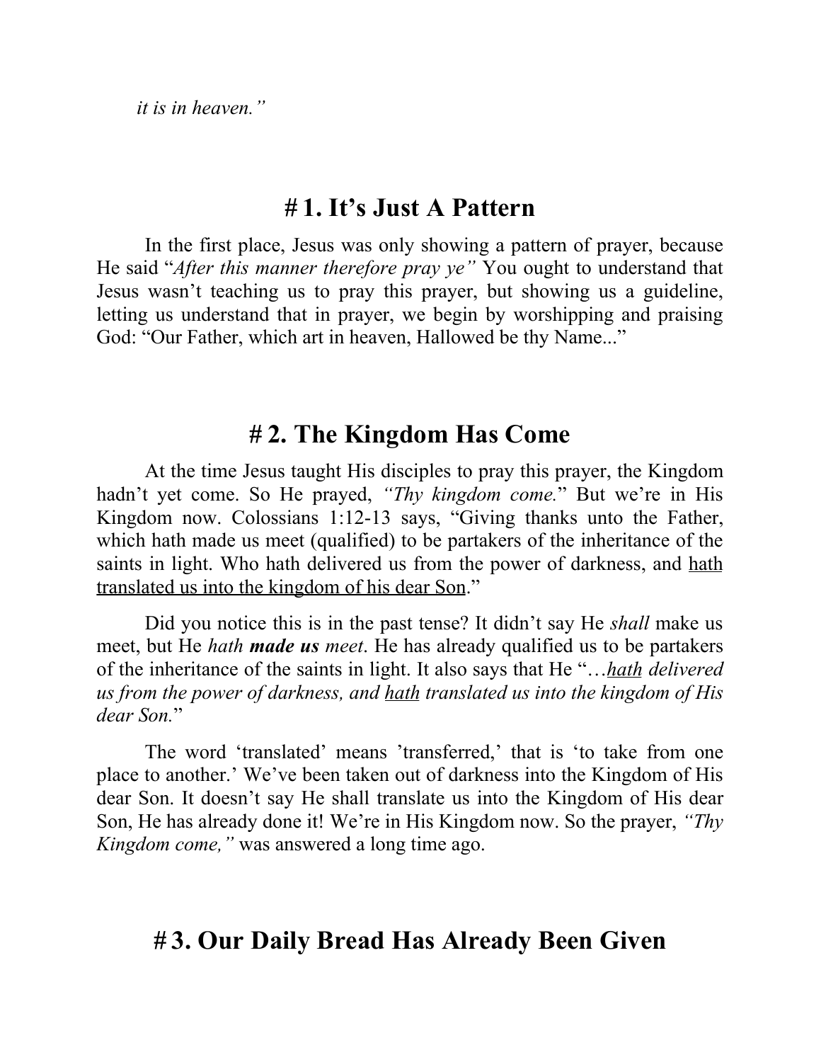*it is in heaven."*

## # 1. It's Just A Pattern

In the first place, Jesus was only showing a pattern of prayer, because He said "*After this manner therefore pray ye"* You ought to understand that Jesus wasn't teaching us to pray this prayer, but showing us a guideline, letting us understand that in prayer, we begin by worshipping and praising God: "Our Father, which art in heaven, Hallowed be thy Name..."

## # 2. The Kingdom Has Come

At the time Jesus taught His disciples to pray this prayer, the Kingdom hadn't yet come. So He prayed, *"Thy kingdom come.*" But we're in His Kingdom now. Colossians 1:12-13 says, "Giving thanks unto the Father, which hath made us meet (qualified) to be partakers of the inheritance of the saints in light. Who hath delivered us from the power of darkness, and <u>hath translated us into the kingdom of his dear Son</u>."

Did you notice this is in the past tense? It didn't say He *shall* make us meet, but He *hath* ***made us*** *meet*. He has already qualified us to be partakers of the inheritance of the saints in light. It also says that He "…*<u>hath</u> delivered us from the power of darkness, and <u>hath</u> translated us into the kingdom of His dear Son.*"

The word 'translated' means 'transferred,' that is 'to take from one place to another.' We've been taken out of darkness into the Kingdom of His dear Son. It doesn't say He shall translate us into the Kingdom of His dear Son, He has already done it! We're in His Kingdom now. So the prayer, *"Thy Kingdom come,"* was answered a long time ago.

## # 3. Our Daily Bread Has Already Been Given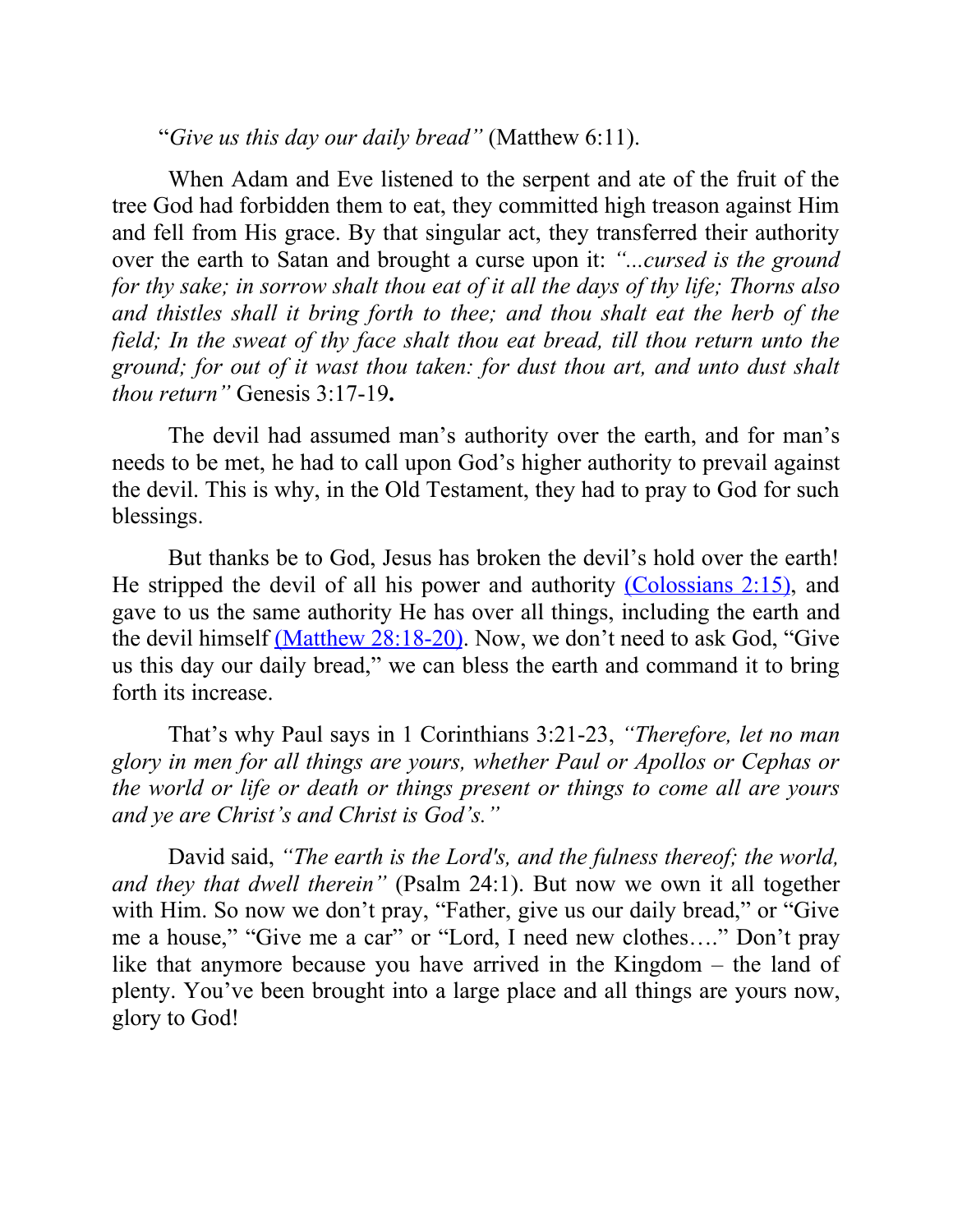"*Give us this day our daily bread"* (Matthew 6:11).

When Adam and Eve listened to the serpent and ate of the fruit of the tree God had forbidden them to eat, they committed high treason against Him and fell from His grace. By that singular act, they transferred their authority over the earth to Satan and brought a curse upon it: *"...cursed is the ground for thy sake; in sorrow shalt thou eat of it all the days of thy life; Thorns also and thistles shall it bring forth to thee; and thou shalt eat the herb of the field; In the sweat of thy face shalt thou eat bread, till thou return unto the ground; for out of it wast thou taken: for dust thou art, and unto dust shalt thou return"* Genesis 3:17-19**.**

The devil had assumed man's authority over the earth, and for man's needs to be met, he had to call upon God's higher authority to prevail against the devil. This is why, in the Old Testament, they had to pray to God for such blessings.

But thanks be to God, Jesus has broken the devil's hold over the earth! He stripped the devil of all his power and authority (Colossians 2:15), and gave to us the same authority He has over all things, including the earth and the devil himself (Matthew 28:18-20). Now, we don't need to ask God, "Give us this day our daily bread," we can bless the earth and command it to bring forth its increase.

That's why Paul says in 1 Corinthians 3:21-23, *"Therefore, let no man glory in men for all things are yours, whether Paul or Apollos or Cephas or the world or life or death or things present or things to come all are yours and ye are Christ's and Christ is God's."*

David said, *"The earth is the Lord's, and the fulness thereof; the world, and they that dwell therein"* (Psalm 24:1). But now we own it all together with Him. So now we don't pray, "Father, give us our daily bread," or "Give me a house," "Give me a car" or "Lord, I need new clothes…." Don't pray like that anymore because you have arrived in the Kingdom – the land of plenty. You've been brought into a large place and all things are yours now, glory to God!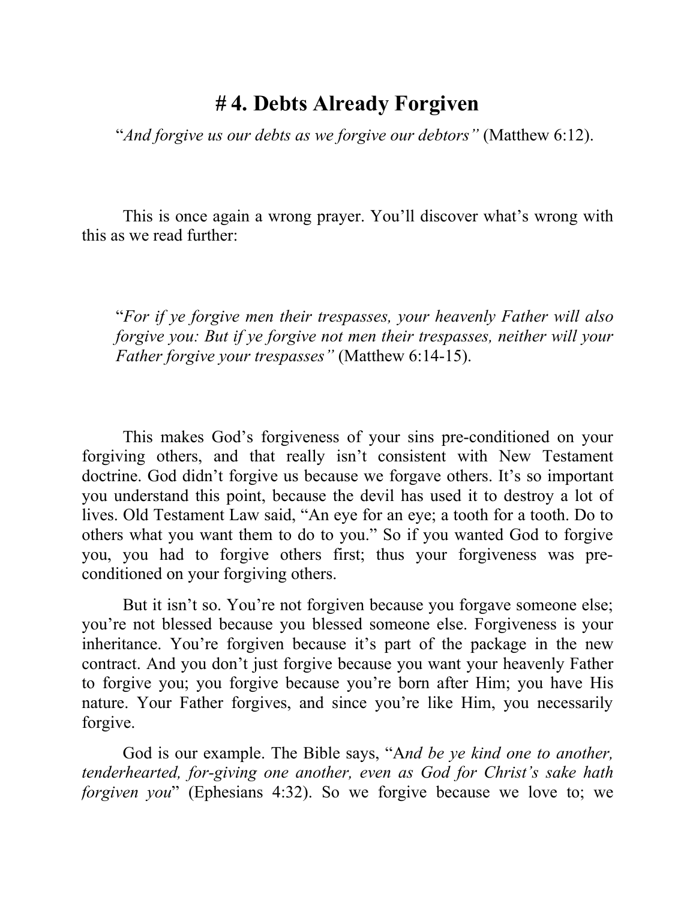# # 4. Debts Already Forgiven

"*And forgive us our debts as we forgive our debtors"* (Matthew 6:12).

This is once again a wrong prayer. You'll discover what's wrong with this as we read further:

> "*For if ye forgive men their trespasses, your heavenly Father will also forgive you: But if ye forgive not men their trespasses, neither will your Father forgive your trespasses"* (Matthew 6:14-15).

This makes God's forgiveness of your sins pre-conditioned on your forgiving others, and that really isn't consistent with New Testament doctrine. God didn't forgive us because we forgave others. It's so important you understand this point, because the devil has used it to destroy a lot of lives. Old Testament Law said, "An eye for an eye; a tooth for a tooth. Do to others what you want them to do to you." So if you wanted God to forgive you, you had to forgive others first; thus your forgiveness was pre-conditioned on your forgiving others.

But it isn't so. You're not forgiven because you forgave someone else; you're not blessed because you blessed someone else. Forgiveness is your inheritance. You're forgiven because it's part of the package in the new contract. And you don't just forgive because you want your heavenly Father to forgive you; you forgive because you're born after Him; you have His nature. Your Father forgives, and since you're like Him, you necessarily forgive.

God is our example. The Bible says, "A*nd be ye kind one to another, tenderhearted, for-giving one another, even as God for Christ's sake hath forgiven you*" (Ephesians 4:32). So we forgive because we love to; we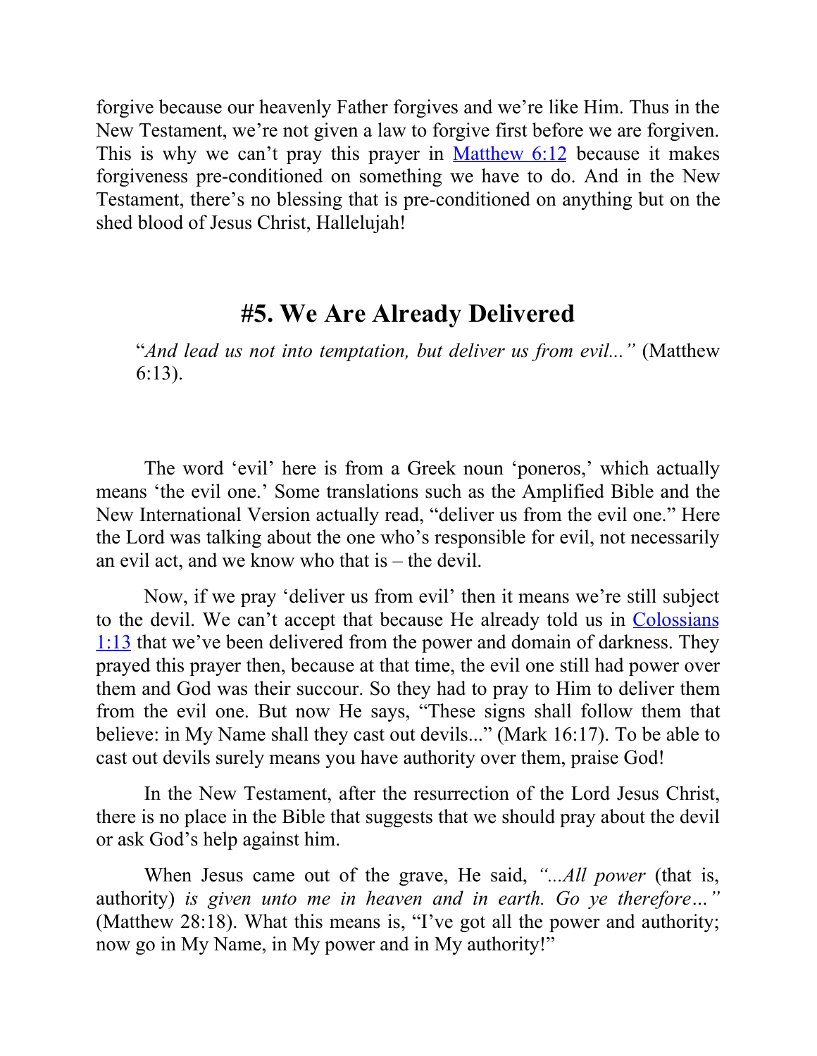forgive because our heavenly Father forgives and we're like Him. Thus in the New Testament, we're not given a law to forgive first before we are forgiven. This is why we can't pray this prayer in Matthew 6:12 because it makes forgiveness pre-conditioned on something we have to do. And in the New Testament, there's no blessing that is pre-conditioned on anything but on the shed blood of Jesus Christ, Hallelujah!

## #5. We Are Already Delivered

> "*And lead us not into temptation, but deliver us from evil...*" (Matthew 6:13).

The word 'evil' here is from a Greek noun 'poneros,' which actually means 'the evil one.' Some translations such as the Amplified Bible and the New International Version actually read, "deliver us from the evil one." Here the Lord was talking about the one who's responsible for evil, not necessarily an evil act, and we know who that is – the devil.

Now, if we pray 'deliver us from evil' then it means we're still subject to the devil. We can't accept that because He already told us in Colossians 1:13 that we've been delivered from the power and domain of darkness. They prayed this prayer then, because at that time, the evil one still had power over them and God was their succour. So they had to pray to Him to deliver them from the evil one. But now He says, "These signs shall follow them that believe: in My Name shall they cast out devils..." (Mark 16:17). To be able to cast out devils surely means you have authority over them, praise God!

In the New Testament, after the resurrection of the Lord Jesus Christ, there is no place in the Bible that suggests that we should pray about the devil or ask God's help against him.

When Jesus came out of the grave, He said, *"...All power* (that is, authority) *is given unto me in heaven and in earth. Go ye therefore…"* (Matthew 28:18). What this means is, "I've got all the power and authority; now go in My Name, in My power and in My authority!"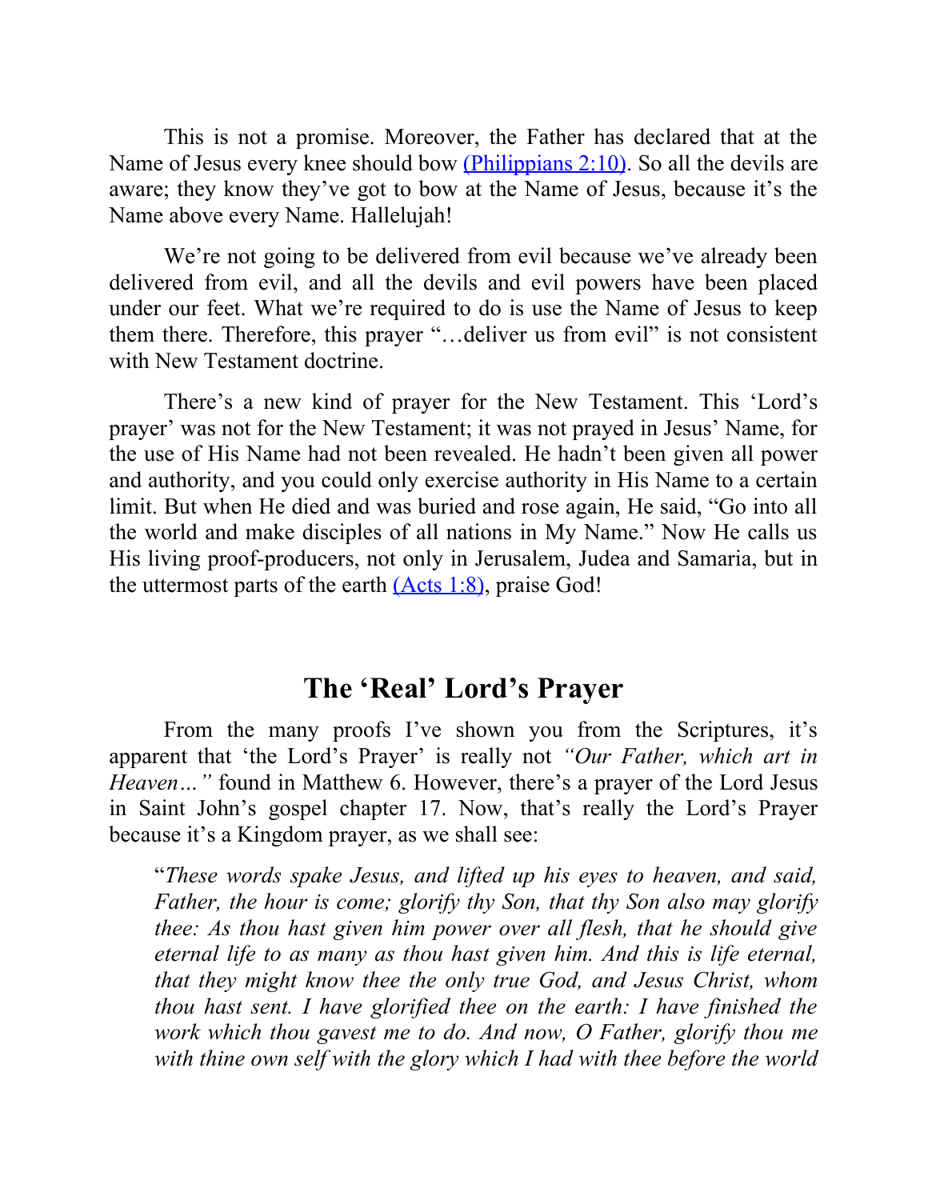This is not a promise. Moreover, the Father has declared that at the Name of Jesus every knee should bow (Philippians 2:10). So all the devils are aware; they know they've got to bow at the Name of Jesus, because it's the Name above every Name. Hallelujah!

We're not going to be delivered from evil because we've already been delivered from evil, and all the devils and evil powers have been placed under our feet. What we're required to do is use the Name of Jesus to keep them there. Therefore, this prayer "…deliver us from evil" is not consistent with New Testament doctrine.

There's a new kind of prayer for the New Testament. This 'Lord's prayer' was not for the New Testament; it was not prayed in Jesus' Name, for the use of His Name had not been revealed. He hadn't been given all power and authority, and you could only exercise authority in His Name to a certain limit. But when He died and was buried and rose again, He said, "Go into all the world and make disciples of all nations in My Name." Now He calls us His living proof-producers, not only in Jerusalem, Judea and Samaria, but in the uttermost parts of the earth (Acts 1:8), praise God!

## The 'Real' Lord's Prayer

From the many proofs I've shown you from the Scriptures, it's apparent that 'the Lord's Prayer' is really not *"Our Father, which art in Heaven…"* found in Matthew 6. However, there's a prayer of the Lord Jesus in Saint John's gospel chapter 17. Now, that's really the Lord's Prayer because it's a Kingdom prayer, as we shall see:

> "*These words spake Jesus, and lifted up his eyes to heaven, and said, Father, the hour is come; glorify thy Son, that thy Son also may glorify thee: As thou hast given him power over all flesh, that he should give eternal life to as many as thou hast given him. And this is life eternal, that they might know thee the only true God, and Jesus Christ, whom thou hast sent. I have glorified thee on the earth: I have finished the work which thou gavest me to do. And now, O Father, glorify thou me with thine own self with the glory which I had with thee before the world*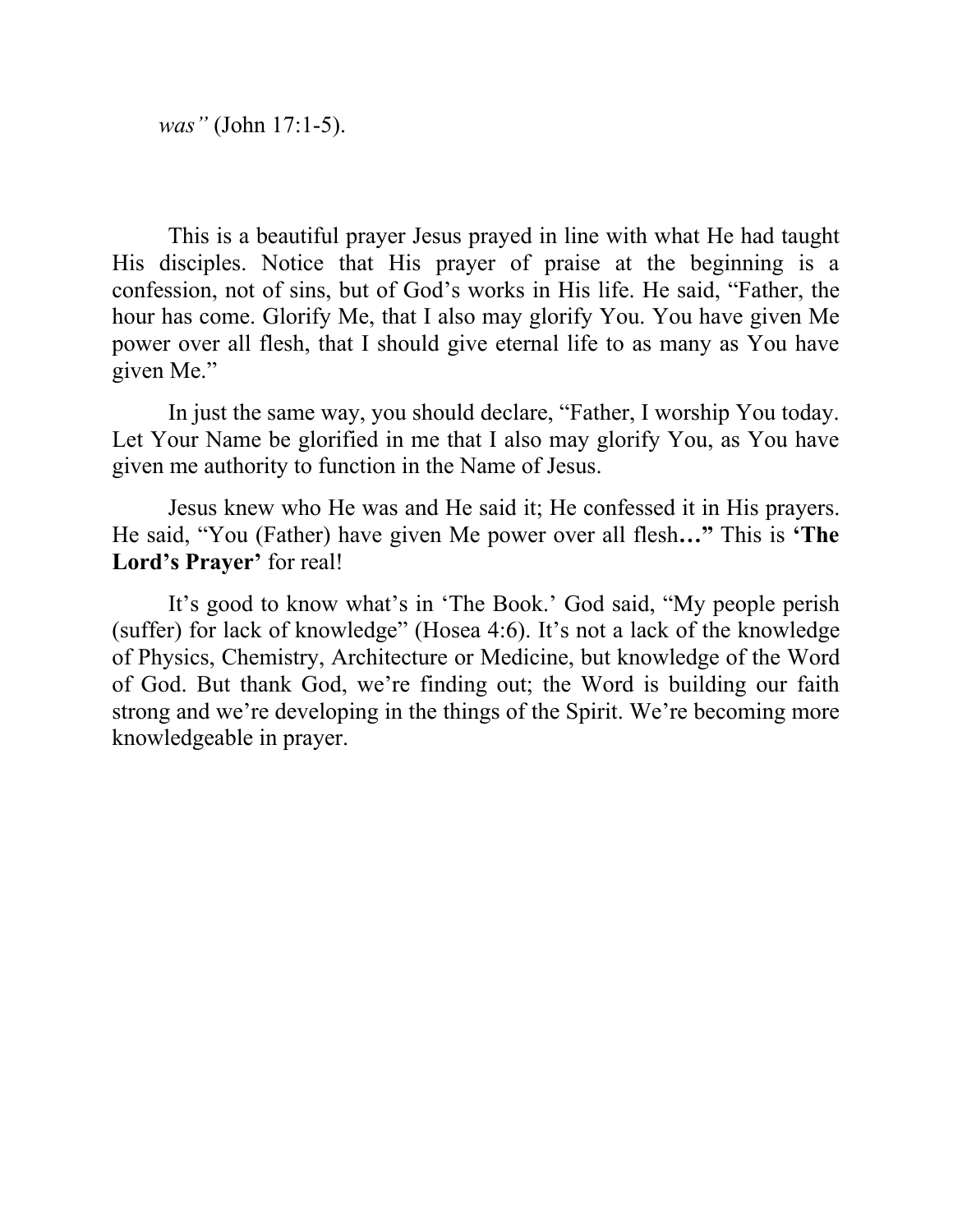*was"* (John 17:1-5).

This is a beautiful prayer Jesus prayed in line with what He had taught His disciples. Notice that His prayer of praise at the beginning is a confession, not of sins, but of God's works in His life. He said, "Father, the hour has come. Glorify Me, that I also may glorify You. You have given Me power over all flesh, that I should give eternal life to as many as You have given Me."

In just the same way, you should declare, "Father, I worship You today. Let Your Name be glorified in me that I also may glorify You, as You have given me authority to function in the Name of Jesus.

Jesus knew who He was and He said it; He confessed it in His prayers. He said, "You (Father) have given Me power over all flesh**…"** This is **'The Lord's Prayer'** for real!

It's good to know what's in 'The Book.' God said, "My people perish (suffer) for lack of knowledge" (Hosea 4:6). It's not a lack of the knowledge of Physics, Chemistry, Architecture or Medicine, but knowledge of the Word of God. But thank God, we're finding out; the Word is building our faith strong and we're developing in the things of the Spirit. We're becoming more knowledgeable in prayer.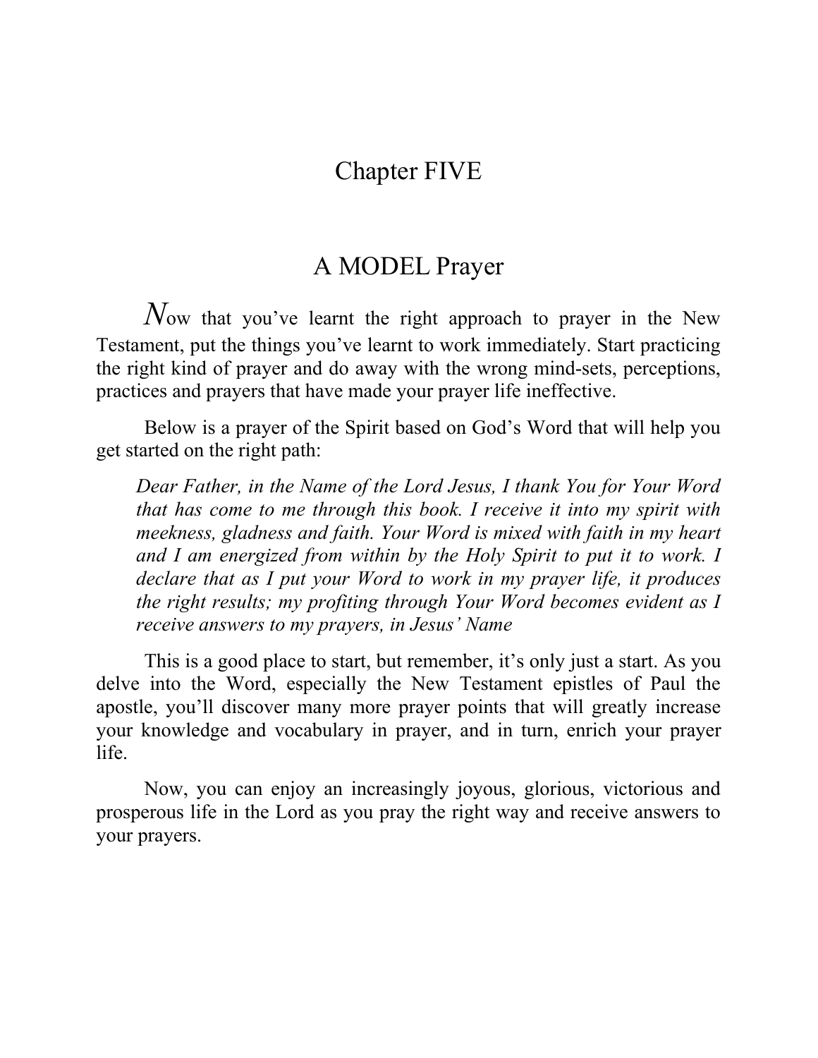# Chapter FIVE

## A MODEL Prayer

Now that you've learnt the right approach to prayer in the New Testament, put the things you've learnt to work immediately. Start practicing the right kind of prayer and do away with the wrong mind-sets, perceptions, practices and prayers that have made your prayer life ineffective.

Below is a prayer of the Spirit based on God's Word that will help you get started on the right path:

> *Dear Father, in the Name of the Lord Jesus, I thank You for Your Word that has come to me through this book. I receive it into my spirit with meekness, gladness and faith. Your Word is mixed with faith in my heart and I am energized from within by the Holy Spirit to put it to work. I declare that as I put your Word to work in my prayer life, it produces the right results; my profiting through Your Word becomes evident as I receive answers to my prayers, in Jesus' Name*

This is a good place to start, but remember, it's only just a start. As you delve into the Word, especially the New Testament epistles of Paul the apostle, you'll discover many more prayer points that will greatly increase your knowledge and vocabulary in prayer, and in turn, enrich your prayer life.

Now, you can enjoy an increasingly joyous, glorious, victorious and prosperous life in the Lord as you pray the right way and receive answers to your prayers.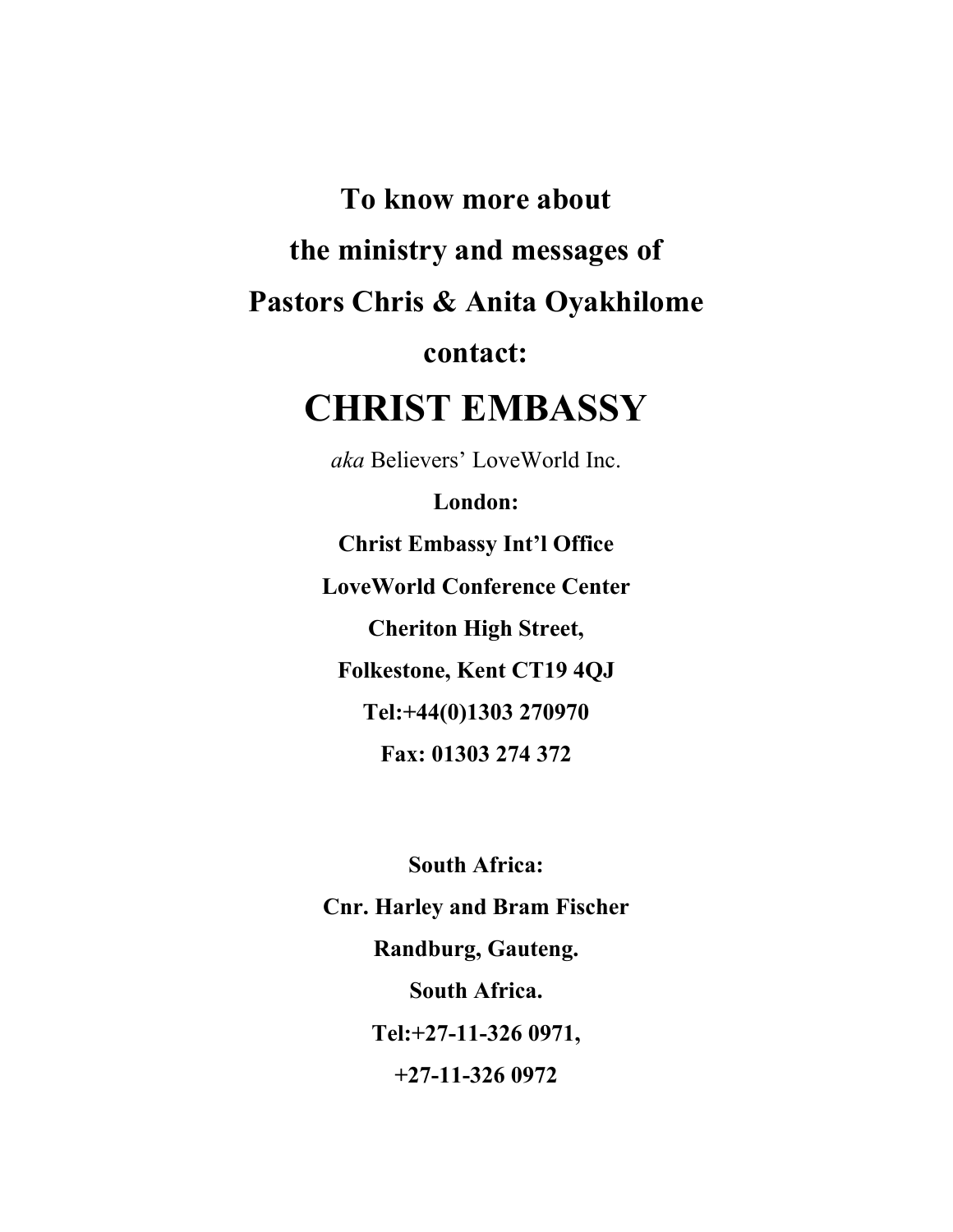**To know more about**

**the ministry and messages of**

**Pastors Chris & Anita Oyakhilome**

**contact:**

# CHRIST EMBASSY

*aka* Believers' LoveWorld Inc.

**London:**

**Christ Embassy Int'l Office**

**LoveWorld Conference Center**

**Cheriton High Street,**

**Folkestone, Kent CT19 4QJ**

**Tel:+44(0)1303 270970**

**Fax: 01303 274 372**

**South Africa:**

**Cnr. Harley and Bram Fischer**

**Randburg, Gauteng.**

**South Africa.**

**Tel:+27-11-326 0971,**

**+27-11-326 0972**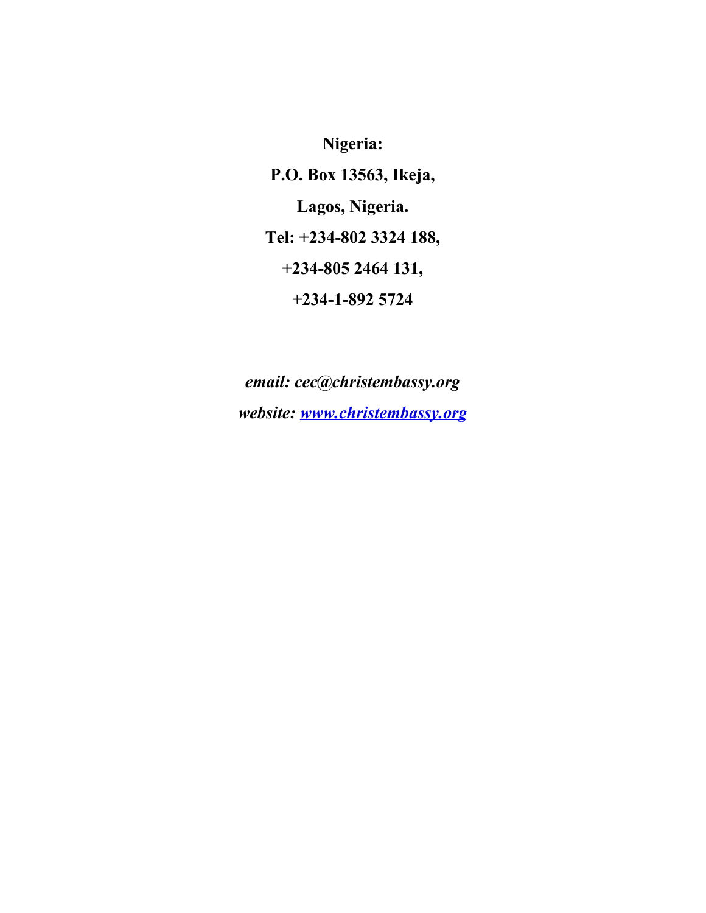**Nigeria:**

**P.O. Box 13563, Ikeja,**

**Lagos, Nigeria.**

**Tel: +234-802 3324 188,**

**+234-805 2464 131,**

**+234-1-892 5724**

***email: cec@christembassy.org***

***website: [www.christembassy.org](http://www.christembassy.org)***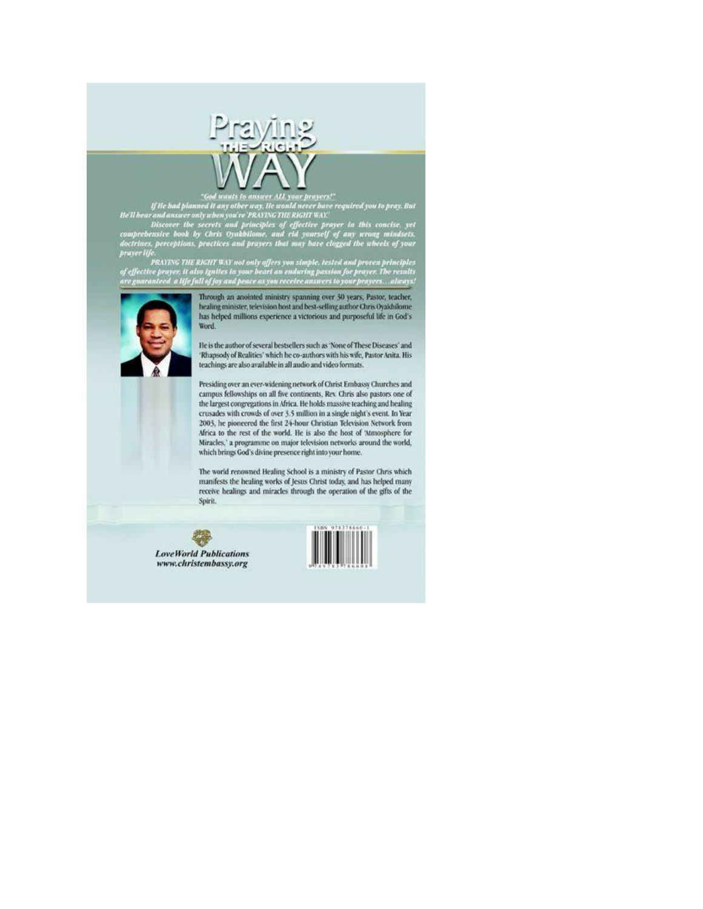# Praying THE RIGHT WAY

*"God wants to answer ALL your prayers!"*

*If He had planned it any other way, He would never have required you to pray. But He'll hear and answer only when you're 'PRAYING THE RIGHT WAY.'*

*Discover the secrets and principles of effective prayer in this concise, yet comprehensive book by Chris Oyakhilome, and rid yourself of any wrong mindsets, doctrines, perceptions, practices and prayers that may have clogged the wheels of your prayer life.*

*PRAYING THE RIGHT WAY not only offers you simple, tested and proven principles of effective prayer, it also ignites in your heart an enduring passion for prayer. The results are guaranteed a life full of joy and peace as you receive answers to your prayers…always!*

Through an anointed ministry spanning over 30 years, Pastor, teacher, healing minister, television host and best-selling author Chris Oyakhilome has helped millions experience a victorious and purposeful life in God's Word.

He is the author of several bestsellers such as 'None of These Diseases' and 'Rhapsody of Realities' which he co-authors with his wife, Pastor Anita. His teachings are also available in all audio and video formats.

Presiding over an ever-widening network of Christ Embassy Churches and campus fellowships on all five continents, Rev. Chris also pastors one of the largest congregations in Africa. He holds massive teaching and healing crusades with crowds of over 3.5 million in a single night's event. In Year 2003, he pioneered the first 24-hour Christian Television Network from Africa to the rest of the world. He is also the host of 'Atmosphere for Miracles,' a programme on major television networks around the world, which brings God's divine presence right into your home.

The world renowned Healing School is a ministry of Pastor Chris which manifests the healing works of Jesus Christ today, and has helped many receive healings and miracles through the operation of the gifts of the Spirit.

***LoveWorld Publications***
***www.christembassy.org***

ISBN 978378660-1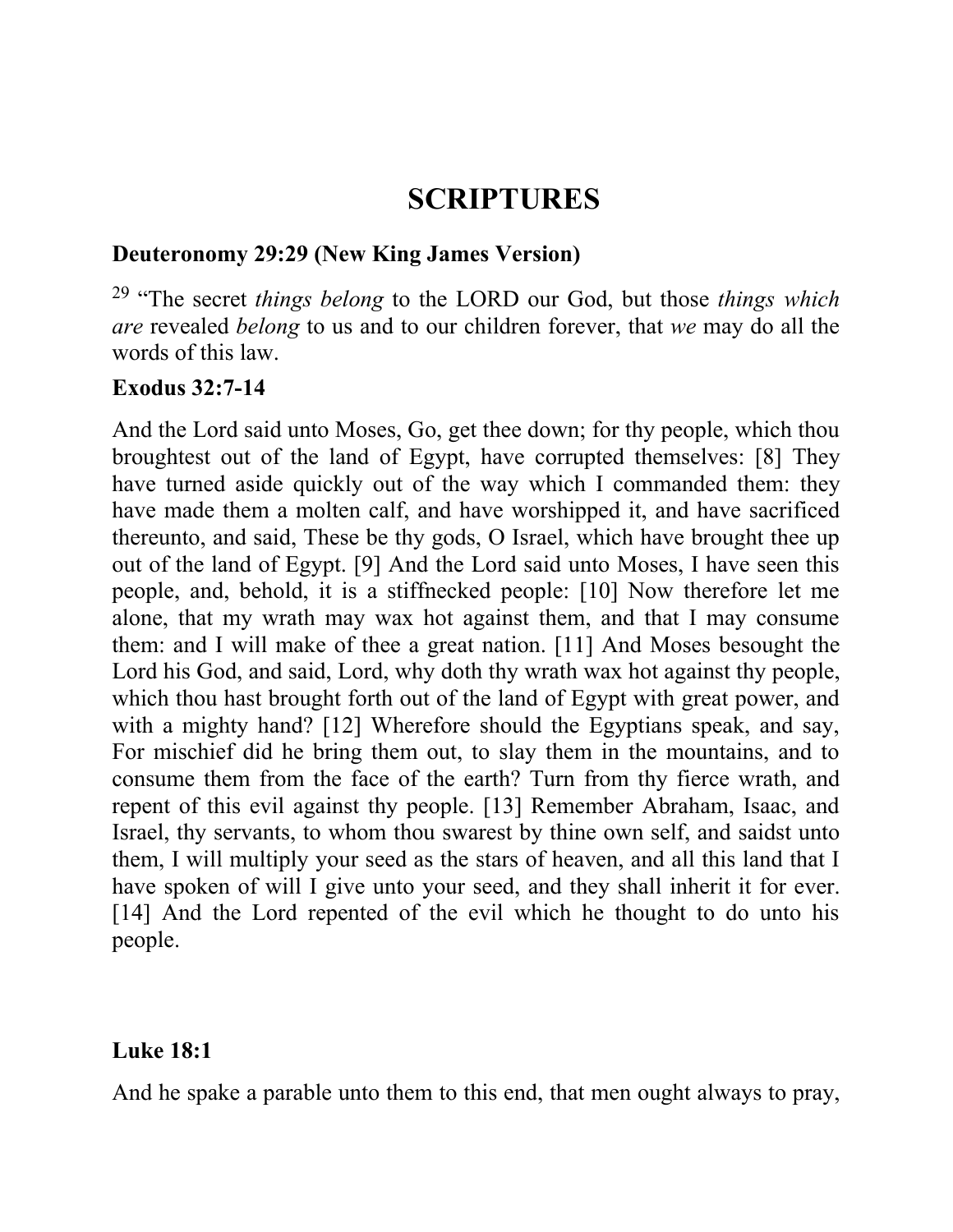# SCRIPTURES

**Deuteronomy 29:29 (New King James Version)**

[29] "The secret *things belong* to the LORD our God, but those *things which are* revealed *belong* to us and to our children forever, that *we* may do all the words of this law.

**Exodus 32:7-14**

And the Lord said unto Moses, Go, get thee down; for thy people, which thou broughtest out of the land of Egypt, have corrupted themselves: [8] They have turned aside quickly out of the way which I commanded them: they have made them a molten calf, and have worshipped it, and have sacrificed thereunto, and said, These be thy gods, O Israel, which have brought thee up out of the land of Egypt. [9] And the Lord said unto Moses, I have seen this people, and, behold, it is a stiffnecked people: [10] Now therefore let me alone, that my wrath may wax hot against them, and that I may consume them: and I will make of thee a great nation. [11] And Moses besought the Lord his God, and said, Lord, why doth thy wrath wax hot against thy people, which thou hast brought forth out of the land of Egypt with great power, and with a mighty hand? [12] Wherefore should the Egyptians speak, and say, For mischief did he bring them out, to slay them in the mountains, and to consume them from the face of the earth? Turn from thy fierce wrath, and repent of this evil against thy people. [13] Remember Abraham, Isaac, and Israel, thy servants, to whom thou swarest by thine own self, and saidst unto them, I will multiply your seed as the stars of heaven, and all this land that I have spoken of will I give unto your seed, and they shall inherit it for ever. [14] And the Lord repented of the evil which he thought to do unto his people.

**Luke 18:1**

And he spake a parable unto them to this end, that men ought always to pray,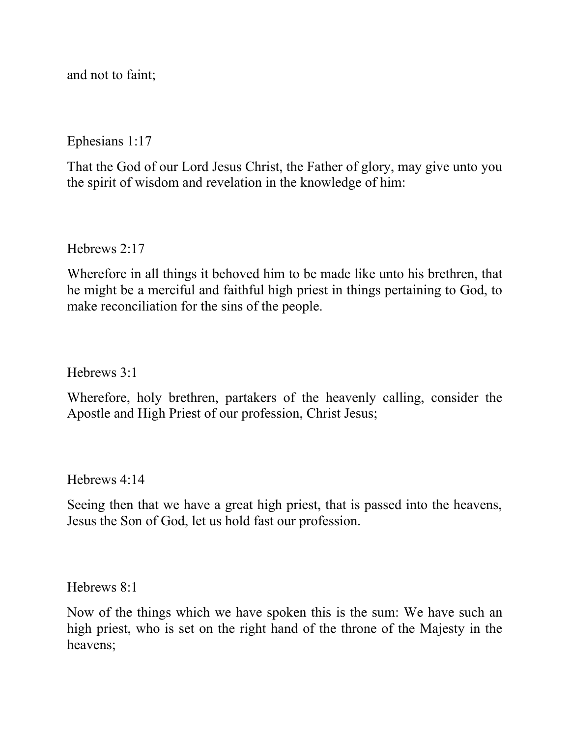and not to faint;

Ephesians 1:17

That the God of our Lord Jesus Christ, the Father of glory, may give unto you the spirit of wisdom and revelation in the knowledge of him:

Hebrews 2:17

Wherefore in all things it behoved him to be made like unto his brethren, that he might be a merciful and faithful high priest in things pertaining to God, to make reconciliation for the sins of the people.

Hebrews 3:1

Wherefore, holy brethren, partakers of the heavenly calling, consider the Apostle and High Priest of our profession, Christ Jesus;

Hebrews 4:14

Seeing then that we have a great high priest, that is passed into the heavens, Jesus the Son of God, let us hold fast our profession.

Hebrews 8:1

Now of the things which we have spoken this is the sum: We have such an high priest, who is set on the right hand of the throne of the Majesty in the heavens;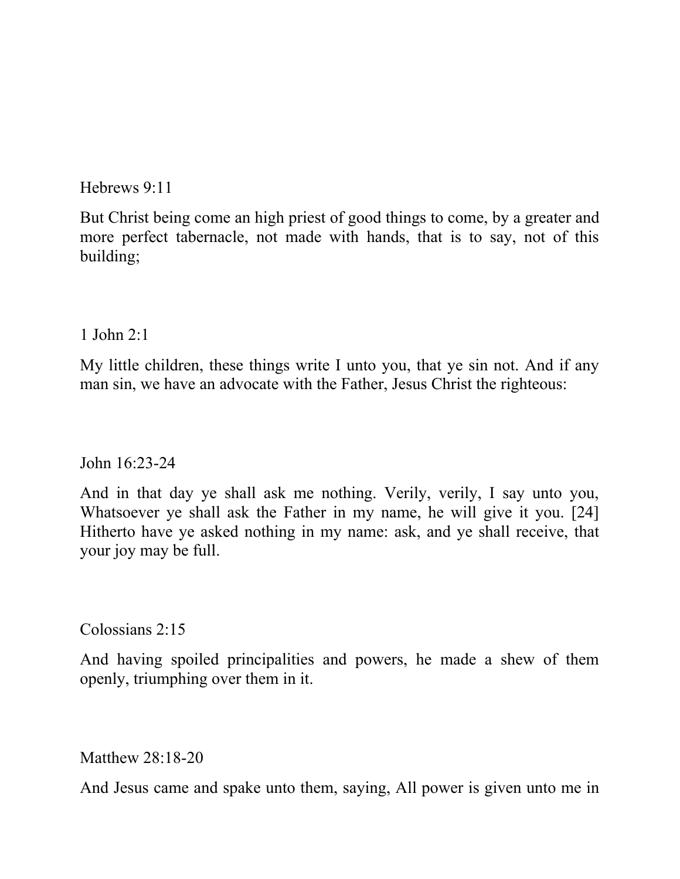Hebrews 9:11

But Christ being come an high priest of good things to come, by a greater and more perfect tabernacle, not made with hands, that is to say, not of this building;

1 John 2:1

My little children, these things write I unto you, that ye sin not. And if any man sin, we have an advocate with the Father, Jesus Christ the righteous:

John 16:23-24

And in that day ye shall ask me nothing. Verily, verily, I say unto you, Whatsoever ye shall ask the Father in my name, he will give it you. [24] Hitherto have ye asked nothing in my name: ask, and ye shall receive, that your joy may be full.

Colossians 2:15

And having spoiled principalities and powers, he made a shew of them openly, triumphing over them in it.

Matthew 28:18-20

And Jesus came and spake unto them, saying, All power is given unto me in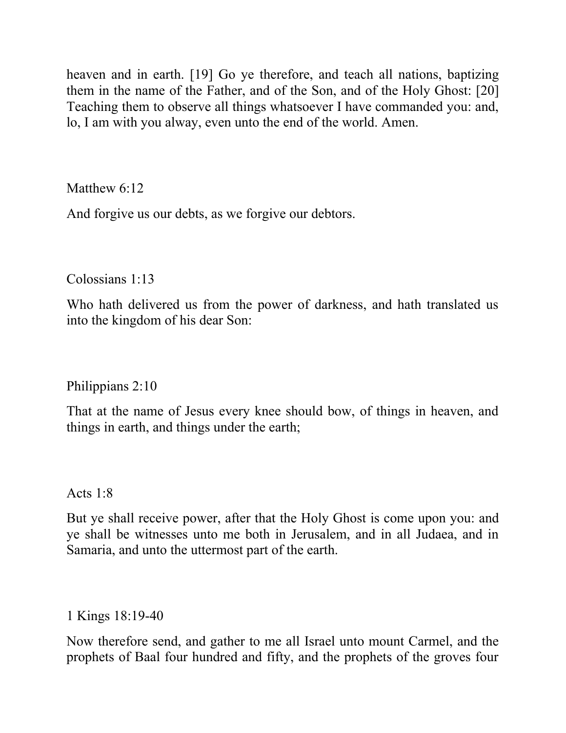heaven and in earth. [19] Go ye therefore, and teach all nations, baptizing them in the name of the Father, and of the Son, and of the Holy Ghost: [20] Teaching them to observe all things whatsoever I have commanded you: and, lo, I am with you alway, even unto the end of the world. Amen.

Matthew 6:12

And forgive us our debts, as we forgive our debtors.

Colossians 1:13

Who hath delivered us from the power of darkness, and hath translated us into the kingdom of his dear Son:

Philippians 2:10

That at the name of Jesus every knee should bow, of things in heaven, and things in earth, and things under the earth;

Acts 1:8

But ye shall receive power, after that the Holy Ghost is come upon you: and ye shall be witnesses unto me both in Jerusalem, and in all Judaea, and in Samaria, and unto the uttermost part of the earth.

1 Kings 18:19-40

Now therefore send, and gather to me all Israel unto mount Carmel, and the prophets of Baal four hundred and fifty, and the prophets of the groves four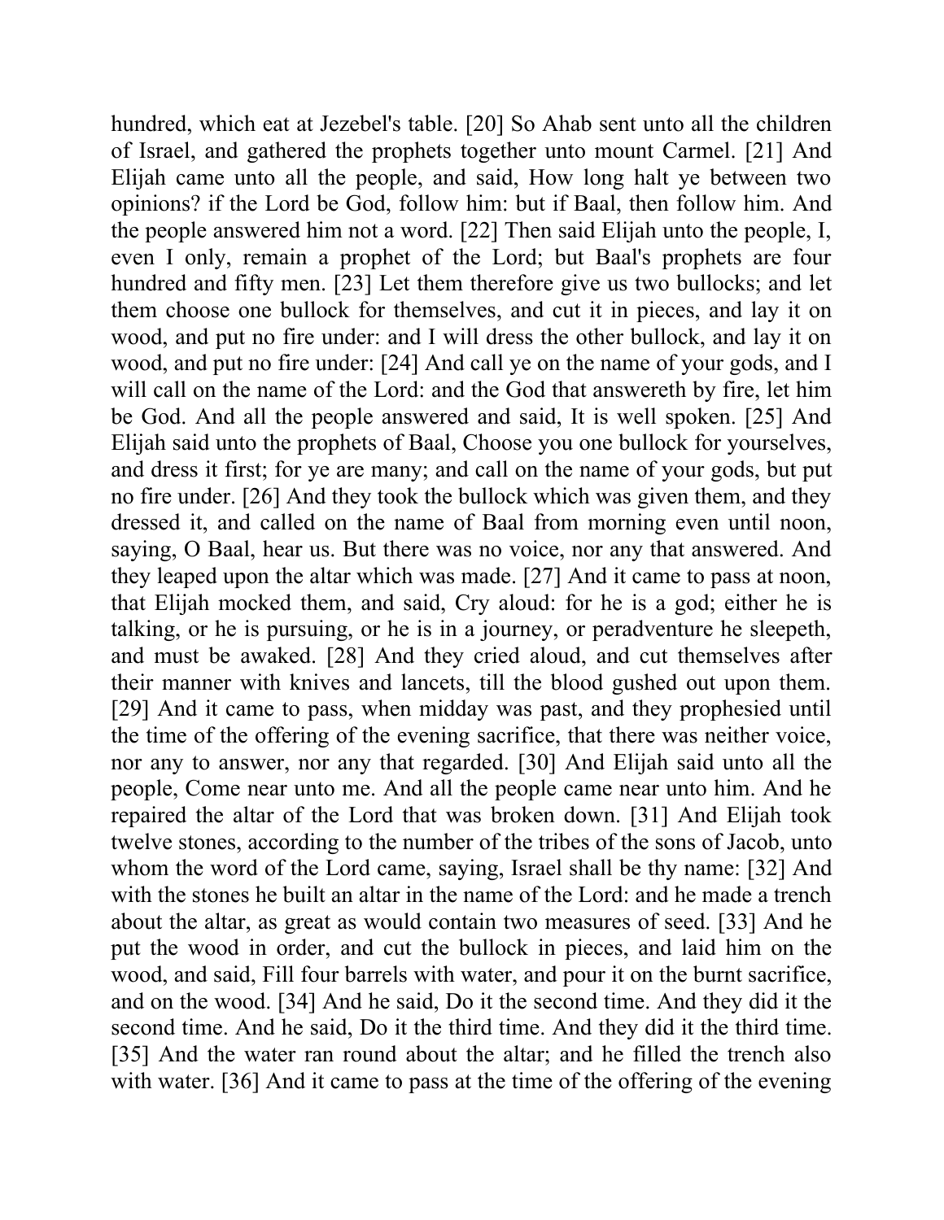hundred, which eat at Jezebel's table. [20] So Ahab sent unto all the children of Israel, and gathered the prophets together unto mount Carmel. [21] And Elijah came unto all the people, and said, How long halt ye between two opinions? if the Lord be God, follow him: but if Baal, then follow him. And the people answered him not a word. [22] Then said Elijah unto the people, I, even I only, remain a prophet of the Lord; but Baal's prophets are four hundred and fifty men. [23] Let them therefore give us two bullocks; and let them choose one bullock for themselves, and cut it in pieces, and lay it on wood, and put no fire under: and I will dress the other bullock, and lay it on wood, and put no fire under: [24] And call ye on the name of your gods, and I will call on the name of the Lord: and the God that answereth by fire, let him be God. And all the people answered and said, It is well spoken. [25] And Elijah said unto the prophets of Baal, Choose you one bullock for yourselves, and dress it first; for ye are many; and call on the name of your gods, but put no fire under. [26] And they took the bullock which was given them, and they dressed it, and called on the name of Baal from morning even until noon, saying, O Baal, hear us. But there was no voice, nor any that answered. And they leaped upon the altar which was made. [27] And it came to pass at noon, that Elijah mocked them, and said, Cry aloud: for he is a god; either he is talking, or he is pursuing, or he is in a journey, or peradventure he sleepeth, and must be awaked. [28] And they cried aloud, and cut themselves after their manner with knives and lancets, till the blood gushed out upon them. [29] And it came to pass, when midday was past, and they prophesied until the time of the offering of the evening sacrifice, that there was neither voice, nor any to answer, nor any that regarded. [30] And Elijah said unto all the people, Come near unto me. And all the people came near unto him. And he repaired the altar of the Lord that was broken down. [31] And Elijah took twelve stones, according to the number of the tribes of the sons of Jacob, unto whom the word of the Lord came, saying, Israel shall be thy name: [32] And with the stones he built an altar in the name of the Lord: and he made a trench about the altar, as great as would contain two measures of seed. [33] And he put the wood in order, and cut the bullock in pieces, and laid him on the wood, and said, Fill four barrels with water, and pour it on the burnt sacrifice, and on the wood. [34] And he said, Do it the second time. And they did it the second time. And he said, Do it the third time. And they did it the third time. [35] And the water ran round about the altar; and he filled the trench also with water. [36] And it came to pass at the time of the offering of the evening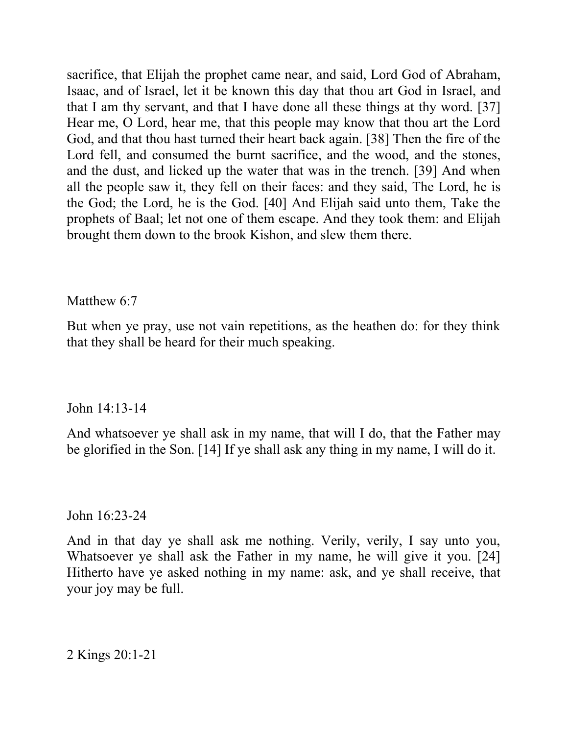sacrifice, that Elijah the prophet came near, and said, Lord God of Abraham, Isaac, and of Israel, let it be known this day that thou art God in Israel, and that I am thy servant, and that I have done all these things at thy word. [37] Hear me, O Lord, hear me, that this people may know that thou art the Lord God, and that thou hast turned their heart back again. [38] Then the fire of the Lord fell, and consumed the burnt sacrifice, and the wood, and the stones, and the dust, and licked up the water that was in the trench. [39] And when all the people saw it, they fell on their faces: and they said, The Lord, he is the God; the Lord, he is the God. [40] And Elijah said unto them, Take the prophets of Baal; let not one of them escape. And they took them: and Elijah brought them down to the brook Kishon, and slew them there.

Matthew 6:7

But when ye pray, use not vain repetitions, as the heathen do: for they think that they shall be heard for their much speaking.

John 14:13-14

And whatsoever ye shall ask in my name, that will I do, that the Father may be glorified in the Son. [14] If ye shall ask any thing in my name, I will do it.

John 16:23-24

And in that day ye shall ask me nothing. Verily, verily, I say unto you, Whatsoever ye shall ask the Father in my name, he will give it you. [24] Hitherto have ye asked nothing in my name: ask, and ye shall receive, that your joy may be full.

2 Kings 20:1-21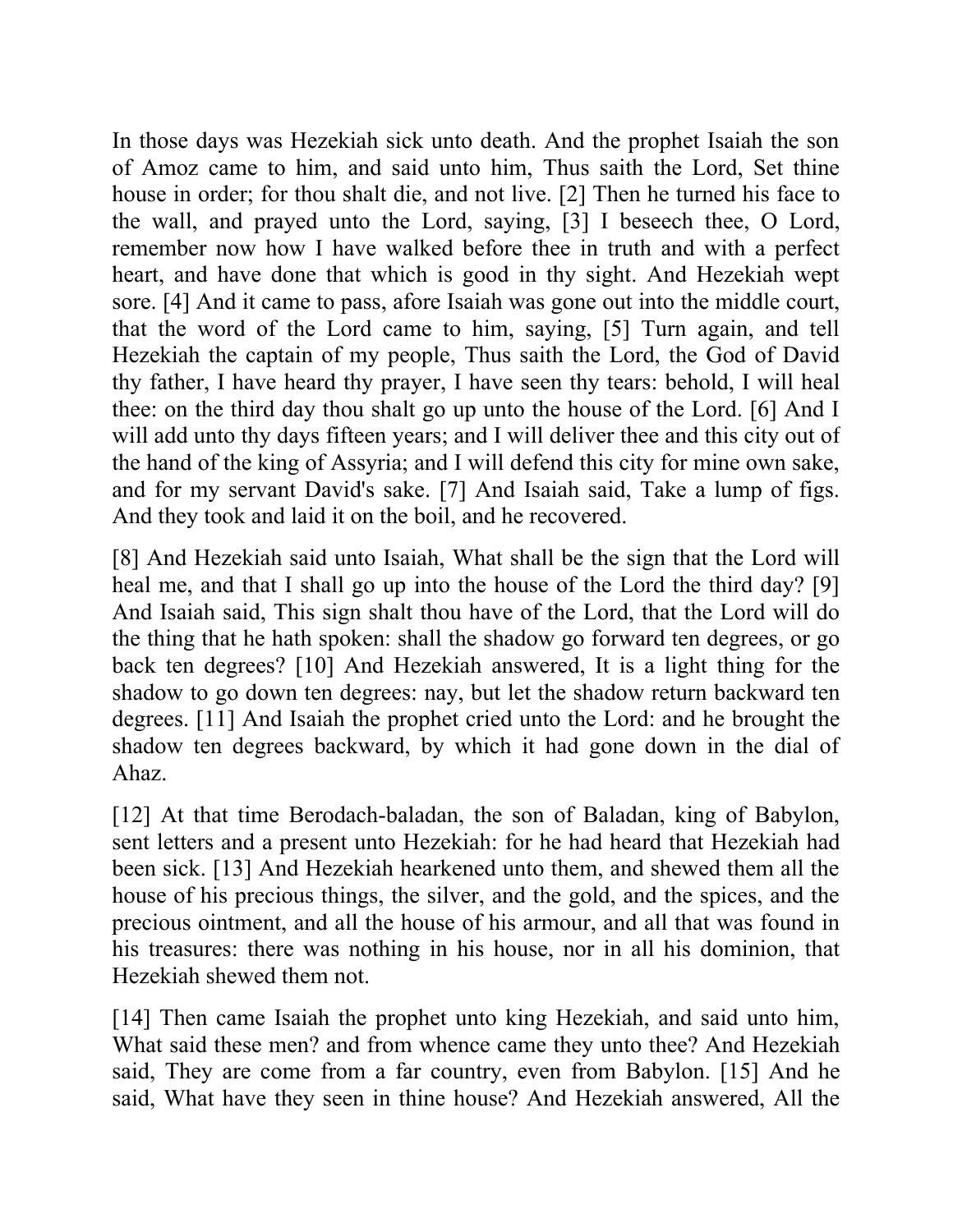In those days was Hezekiah sick unto death. And the prophet Isaiah the son of Amoz came to him, and said unto him, Thus saith the Lord, Set thine house in order; for thou shalt die, and not live. [2] Then he turned his face to the wall, and prayed unto the Lord, saying, [3] I beseech thee, O Lord, remember now how I have walked before thee in truth and with a perfect heart, and have done that which is good in thy sight. And Hezekiah wept sore. [4] And it came to pass, afore Isaiah was gone out into the middle court, that the word of the Lord came to him, saying, [5] Turn again, and tell Hezekiah the captain of my people, Thus saith the Lord, the God of David thy father, I have heard thy prayer, I have seen thy tears: behold, I will heal thee: on the third day thou shalt go up unto the house of the Lord. [6] And I will add unto thy days fifteen years; and I will deliver thee and this city out of the hand of the king of Assyria; and I will defend this city for mine own sake, and for my servant David's sake. [7] And Isaiah said, Take a lump of figs. And they took and laid it on the boil, and he recovered.

[8] And Hezekiah said unto Isaiah, What shall be the sign that the Lord will heal me, and that I shall go up into the house of the Lord the third day? [9] And Isaiah said, This sign shalt thou have of the Lord, that the Lord will do the thing that he hath spoken: shall the shadow go forward ten degrees, or go back ten degrees? [10] And Hezekiah answered, It is a light thing for the shadow to go down ten degrees: nay, but let the shadow return backward ten degrees. [11] And Isaiah the prophet cried unto the Lord: and he brought the shadow ten degrees backward, by which it had gone down in the dial of Ahaz.

[12] At that time Berodach-baladan, the son of Baladan, king of Babylon, sent letters and a present unto Hezekiah: for he had heard that Hezekiah had been sick. [13] And Hezekiah hearkened unto them, and shewed them all the house of his precious things, the silver, and the gold, and the spices, and the precious ointment, and all the house of his armour, and all that was found in his treasures: there was nothing in his house, nor in all his dominion, that Hezekiah shewed them not.

[14] Then came Isaiah the prophet unto king Hezekiah, and said unto him, What said these men? and from whence came they unto thee? And Hezekiah said, They are come from a far country, even from Babylon. [15] And he said, What have they seen in thine house? And Hezekiah answered, All the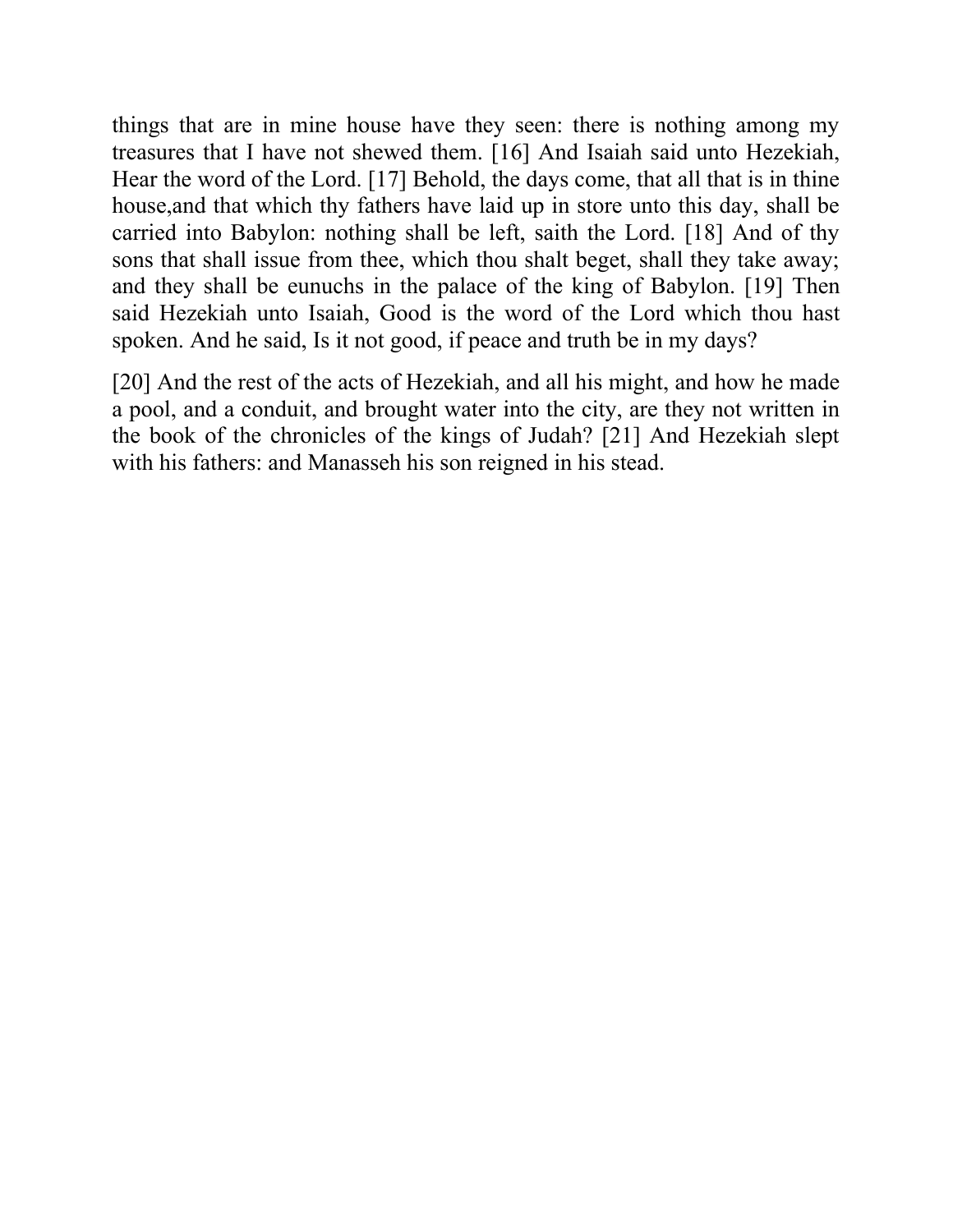things that are in mine house have they seen: there is nothing among my treasures that I have not shewed them. [16] And Isaiah said unto Hezekiah, Hear the word of the Lord. [17] Behold, the days come, that all that is in thine house,and that which thy fathers have laid up in store unto this day, shall be carried into Babylon: nothing shall be left, saith the Lord. [18] And of thy sons that shall issue from thee, which thou shalt beget, shall they take away; and they shall be eunuchs in the palace of the king of Babylon. [19] Then said Hezekiah unto Isaiah, Good is the word of the Lord which thou hast spoken. And he said, Is it not good, if peace and truth be in my days?

[20] And the rest of the acts of Hezekiah, and all his might, and how he made a pool, and a conduit, and brought water into the city, are they not written in the book of the chronicles of the kings of Judah? [21] And Hezekiah slept with his fathers: and Manasseh his son reigned in his stead.